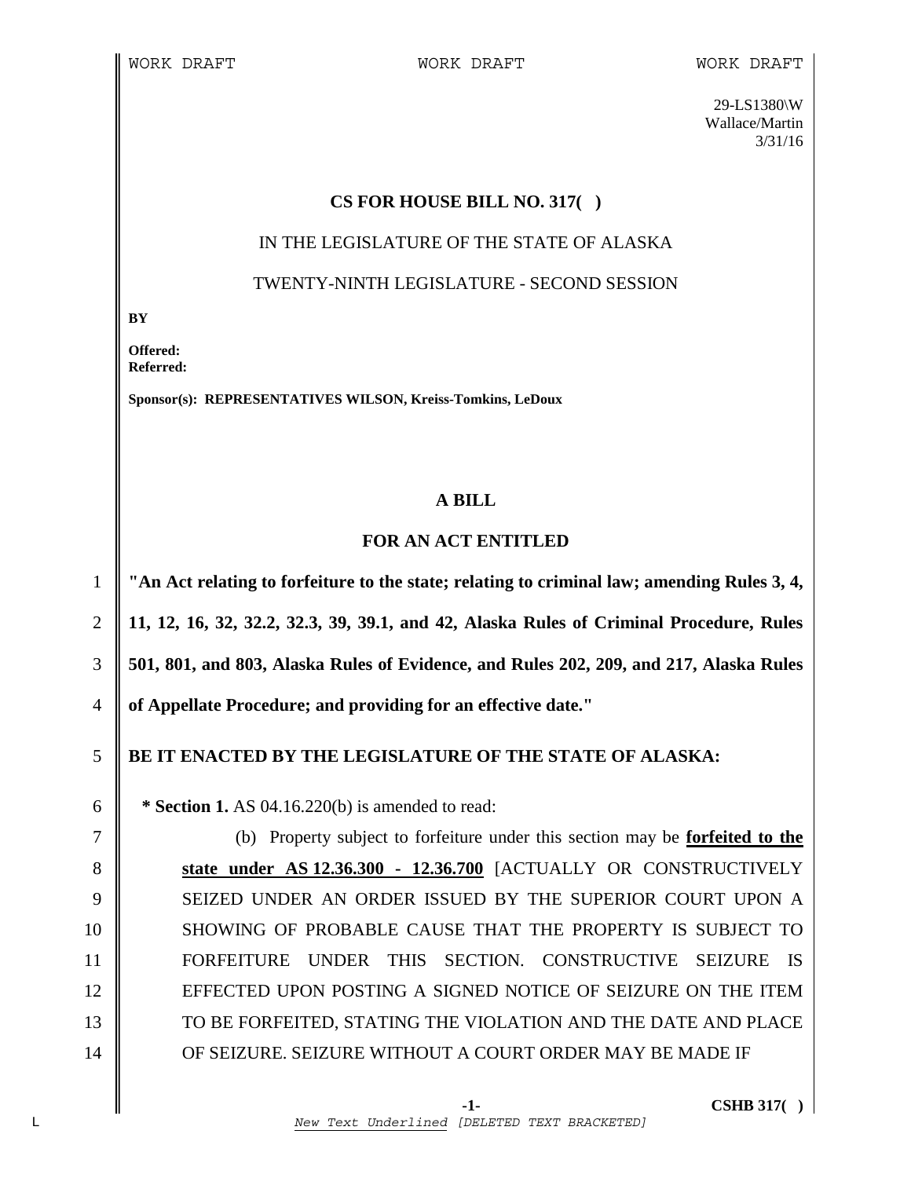WORK DRAFT WORK DRAFT WORK DRAFT

29-LS1380\W
Wallace/Martin
3/31/16

**CS FOR HOUSE BILL NO. 317( )**

IN THE LEGISLATURE OF THE STATE OF ALASKA

TWENTY-NINTH LEGISLATURE - SECOND SESSION

**BY**

**Offered:**
**Referred:**

**Sponsor(s): REPRESENTATIVES WILSON, Kreiss-Tomkins, LeDoux**

**A BILL**

**FOR AN ACT ENTITLED**

1 **"An Act relating to forfeiture to the state; relating to criminal law; amending Rules 3, 4,**
2 **11, 12, 16, 32, 32.2, 32.3, 39, 39.1, and 42, Alaska Rules of Criminal Procedure, Rules**
3 **501, 801, and 803, Alaska Rules of Evidence, and Rules 202, 209, and 217, Alaska Rules**
4 **of Appellate Procedure; and providing for an effective date."**

5 **BE IT ENACTED BY THE LEGISLATURE OF THE STATE OF ALASKA:**

6 **\* Section 1.** AS 04.16.220(b) is amended to read:
7 (b) Property subject to forfeiture under this section may be **forfeited to the**
8 **state under AS 12.36.300 - 12.36.700** [ACTUALLY OR CONSTRUCTIVELY
9 SEIZED UNDER AN ORDER ISSUED BY THE SUPERIOR COURT UPON A
10 SHOWING OF PROBABLE CAUSE THAT THE PROPERTY IS SUBJECT TO
11 FORFEITURE UNDER THIS SECTION. CONSTRUCTIVE SEIZURE IS
12 EFFECTED UPON POSTING A SIGNED NOTICE OF SEIZURE ON THE ITEM
13 TO BE FORFEITED, STATING THE VIOLATION AND THE DATE AND PLACE
14 OF SEIZURE. SEIZURE WITHOUT A COURT ORDER MAY BE MADE IF

*New Text Underlined* [DELETED TEXT BRACKETED]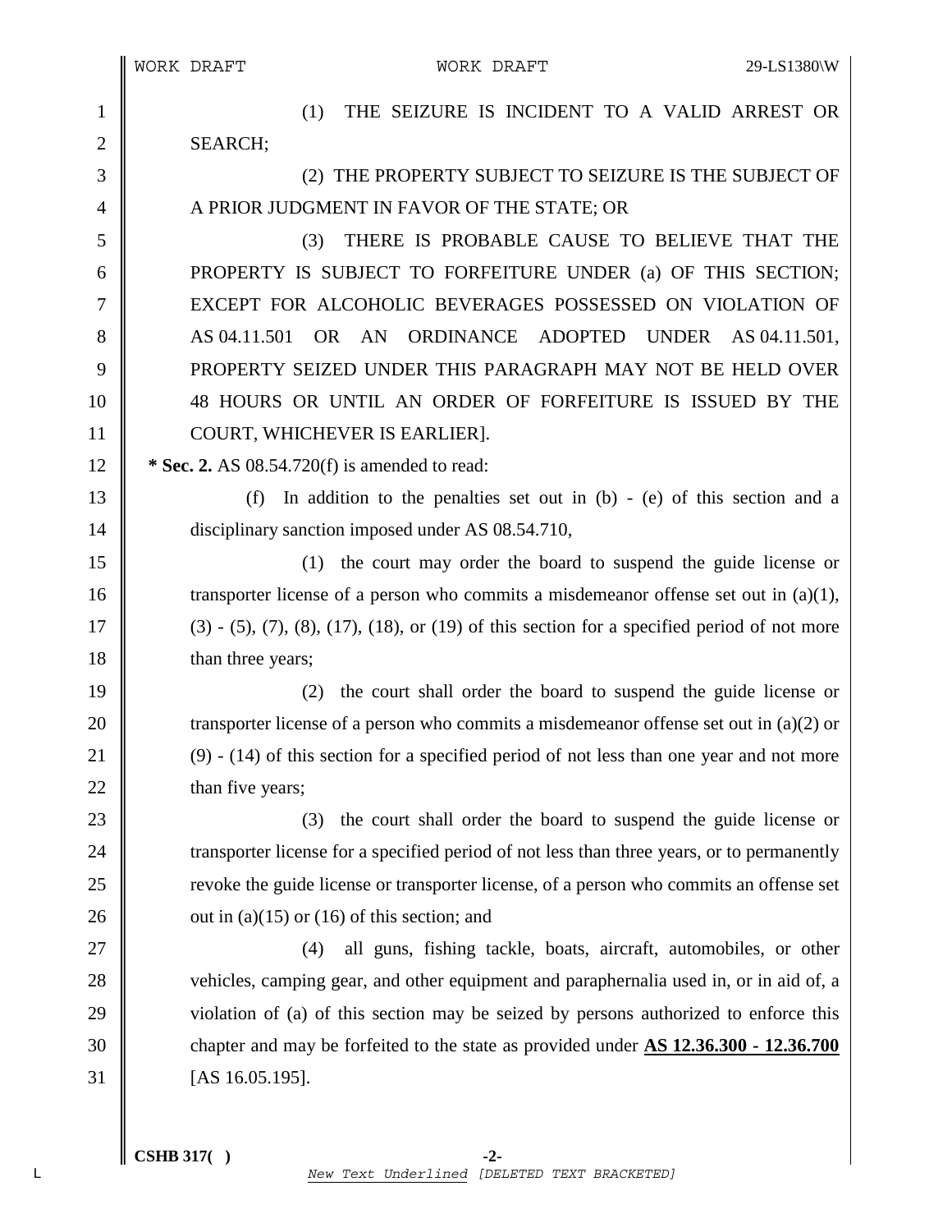(1) THE SEIZURE IS INCIDENT TO A VALID ARREST OR SEARCH;

(2) THE PROPERTY SUBJECT TO SEIZURE IS THE SUBJECT OF A PRIOR JUDGMENT IN FAVOR OF THE STATE; OR

(3) THERE IS PROBABLE CAUSE TO BELIEVE THAT THE PROPERTY IS SUBJECT TO FORFEITURE UNDER (a) OF THIS SECTION; EXCEPT FOR ALCOHOLIC BEVERAGES POSSESSED ON VIOLATION OF AS 04.11.501 OR AN ORDINANCE ADOPTED UNDER AS 04.11.501, PROPERTY SEIZED UNDER THIS PARAGRAPH MAY NOT BE HELD OVER 48 HOURS OR UNTIL AN ORDER OF FORFEITURE IS ISSUED BY THE COURT, WHICHEVER IS EARLIER].

**\* Sec. 2.** AS 08.54.720(f) is amended to read:

(f) In addition to the penalties set out in (b) - (e) of this section and a disciplinary sanction imposed under AS 08.54.710,

(1) the court may order the board to suspend the guide license or transporter license of a person who commits a misdemeanor offense set out in (a)(1), (3) - (5), (7), (8), (17), (18), or (19) of this section for a specified period of not more than three years;

(2) the court shall order the board to suspend the guide license or transporter license of a person who commits a misdemeanor offense set out in (a)(2) or (9) - (14) of this section for a specified period of not less than one year and not more than five years;

(3) the court shall order the board to suspend the guide license or transporter license for a specified period of not less than three years, or to permanently revoke the guide license or transporter license, of a person who commits an offense set out in (a)(15) or (16) of this section; and

(4) all guns, fishing tackle, boats, aircraft, automobiles, or other vehicles, camping gear, and other equipment and paraphernalia used in, or in aid of, a violation of (a) of this section may be seized by persons authorized to enforce this chapter and may be forfeited to the state as provided under **AS 12.36.300 - 12.36.700** [AS 16.05.195].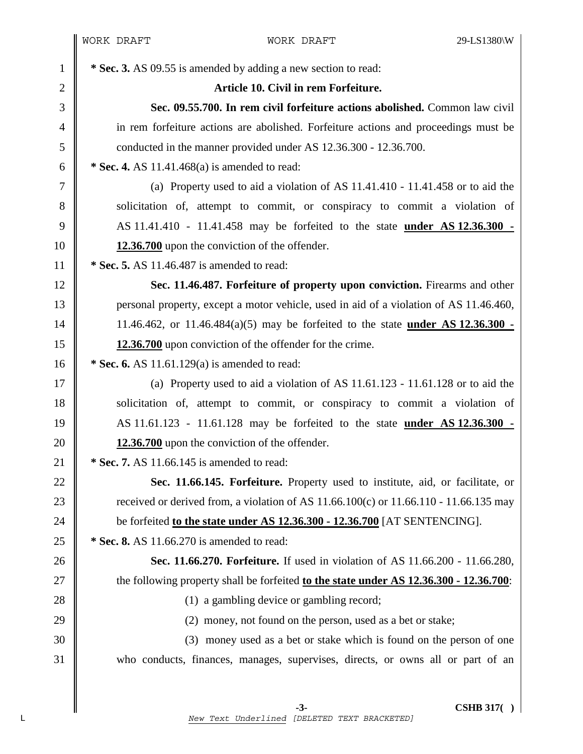**\* Sec. 3.** AS 09.55 is amended by adding a new section to read:

**Article 10. Civil in rem Forfeiture.**

**Sec. 09.55.700. In rem civil forfeiture actions abolished.** Common law civil in rem forfeiture actions are abolished. Forfeiture actions and proceedings must be conducted in the manner provided under AS 12.36.300 - 12.36.700.

**\* Sec. 4.** AS 11.41.468(a) is amended to read:

(a) Property used to aid a violation of AS 11.41.410 - 11.41.458 or to aid the solicitation of, attempt to commit, or conspiracy to commit a violation of AS 11.41.410 - 11.41.458 may be forfeited to the state **<u>under AS 12.36.300 - 12.36.700</u>** upon the conviction of the offender.

**\* Sec. 5.** AS 11.46.487 is amended to read:

**Sec. 11.46.487. Forfeiture of property upon conviction.** Firearms and other personal property, except a motor vehicle, used in aid of a violation of AS 11.46.460, 11.46.462, or 11.46.484(a)(5) may be forfeited to the state **<u>under AS 12.36.300 - 12.36.700</u>** upon conviction of the offender for the crime.

**\* Sec. 6.** AS 11.61.129(a) is amended to read:

(a) Property used to aid a violation of AS 11.61.123 - 11.61.128 or to aid the solicitation of, attempt to commit, or conspiracy to commit a violation of AS 11.61.123 - 11.61.128 may be forfeited to the state **<u>under AS 12.36.300 - 12.36.700</u>** upon the conviction of the offender.

**\* Sec. 7.** AS 11.66.145 is amended to read:

**Sec. 11.66.145. Forfeiture.** Property used to institute, aid, or facilitate, or received or derived from, a violation of AS 11.66.100(c) or 11.66.110 - 11.66.135 may be forfeited **<u>to the state under AS 12.36.300 - 12.36.700</u>** [AT SENTENCING].

**\* Sec. 8.** AS 11.66.270 is amended to read:

**Sec. 11.66.270. Forfeiture.** If used in violation of AS 11.66.200 - 11.66.280, the following property shall be forfeited **<u>to the state under AS 12.36.300 - 12.36.700</u>**:

(1) a gambling device or gambling record;

(2) money, not found on the person, used as a bet or stake;

(3) money used as a bet or stake which is found on the person of one who conducts, finances, manages, supervises, directs, or owns all or part of an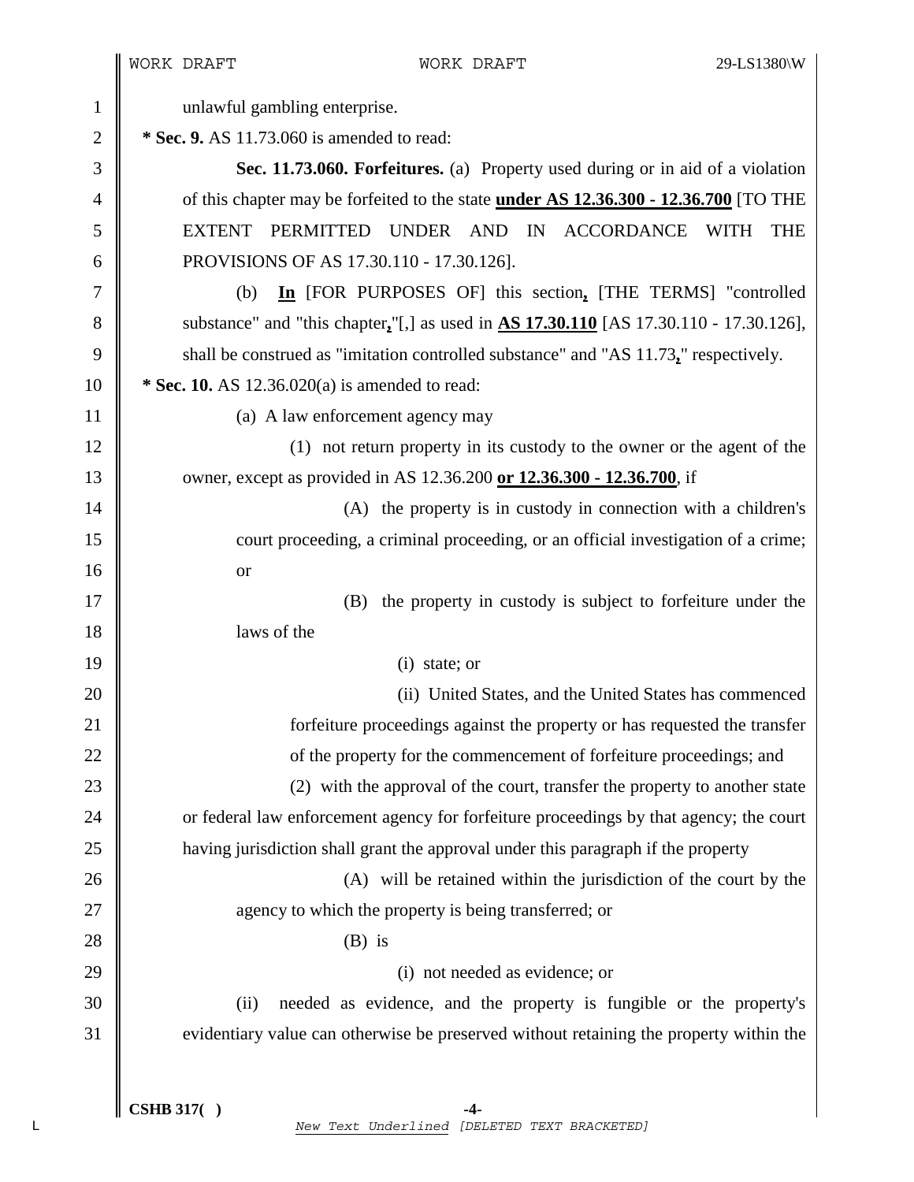unlawful gambling enterprise.

**\* Sec. 9.** AS 11.73.060 is amended to read:

**Sec. 11.73.060. Forfeitures.** (a) Property used during or in aid of a violation of this chapter may be forfeited to the state **<u>under AS 12.36.300 - 12.36.700</u>** [TO THE EXTENT PERMITTED UNDER AND IN ACCORDANCE WITH THE PROVISIONS OF AS 17.30.110 - 17.30.126].

(b) **<u>In</u>** [FOR PURPOSES OF] this section**<u>,</u>** [THE TERMS] "controlled substance" and "this chapter**<u>,</u>**"[,] as used in **<u>AS 17.30.110</u>** [AS 17.30.110 - 17.30.126], shall be construed as "imitation controlled substance" and "AS 11.73**<u>,</u>**" respectively.

**\* Sec. 10.** AS 12.36.020(a) is amended to read:

(a) A law enforcement agency may

(1) not return property in its custody to the owner or the agent of the owner, except as provided in AS 12.36.200 **<u>or 12.36.300 - 12.36.700</u>**, if

(A) the property is in custody in connection with a children's court proceeding, a criminal proceeding, or an official investigation of a crime; or

(B) the property in custody is subject to forfeiture under the laws of the

(i) state; or

(ii) United States, and the United States has commenced forfeiture proceedings against the property or has requested the transfer of the property for the commencement of forfeiture proceedings; and

(2) with the approval of the court, transfer the property to another state or federal law enforcement agency for forfeiture proceedings by that agency; the court having jurisdiction shall grant the approval under this paragraph if the property

(A) will be retained within the jurisdiction of the court by the agency to which the property is being transferred; or

(B) is

(i) not needed as evidence; or

(ii) needed as evidence, and the property is fungible or the property's evidentiary value can otherwise be preserved without retaining the property within the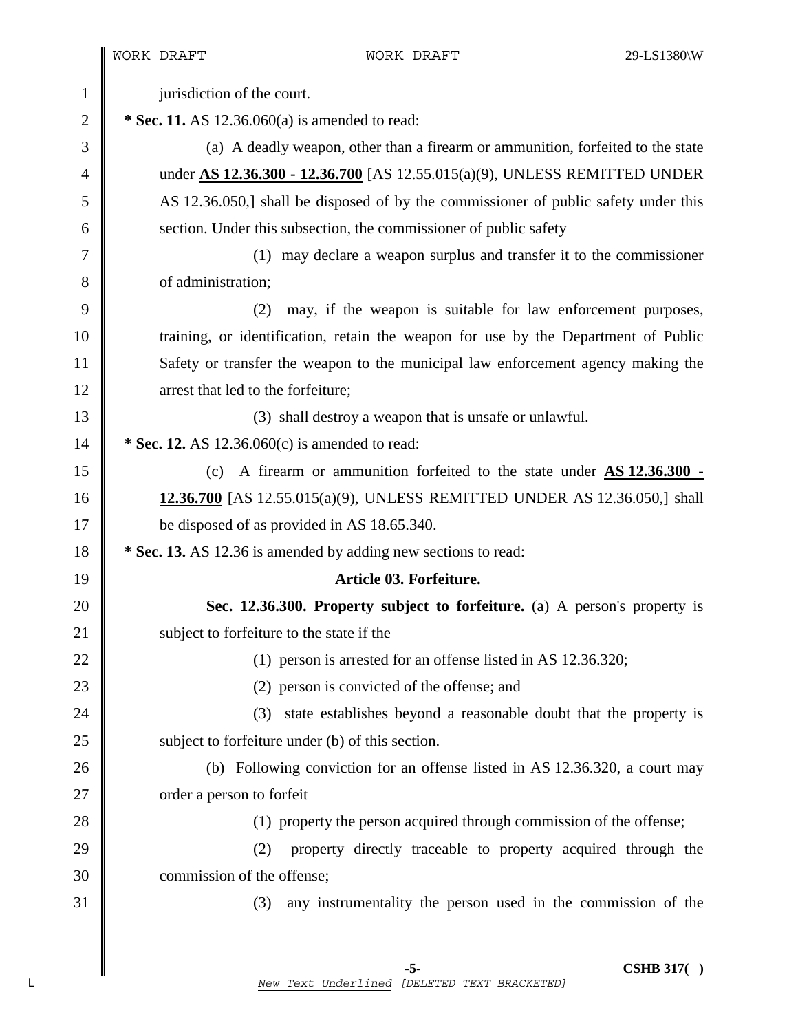jurisdiction of the court.

**\* Sec. 11.** AS 12.36.060(a) is amended to read:

(a) A deadly weapon, other than a firearm or ammunition, forfeited to the state under **<u>AS 12.36.300 - 12.36.700</u>** [AS 12.55.015(a)(9), UNLESS REMITTED UNDER AS 12.36.050,] shall be disposed of by the commissioner of public safety under this section. Under this subsection, the commissioner of public safety

(1) may declare a weapon surplus and transfer it to the commissioner of administration;

(2) may, if the weapon is suitable for law enforcement purposes, training, or identification, retain the weapon for use by the Department of Public Safety or transfer the weapon to the municipal law enforcement agency making the arrest that led to the forfeiture;

(3) shall destroy a weapon that is unsafe or unlawful.

**\* Sec. 12.** AS 12.36.060(c) is amended to read:

(c) A firearm or ammunition forfeited to the state under **<u>AS 12.36.300 - 12.36.700</u>** [AS 12.55.015(a)(9), UNLESS REMITTED UNDER AS 12.36.050,] shall be disposed of as provided in AS 18.65.340.

**\* Sec. 13.** AS 12.36 is amended by adding new sections to read:

**Article 03. Forfeiture.**

**Sec. 12.36.300. Property subject to forfeiture.** (a) A person's property is subject to forfeiture to the state if the

(1) person is arrested for an offense listed in AS 12.36.320;

(2) person is convicted of the offense; and

(3) state establishes beyond a reasonable doubt that the property is subject to forfeiture under (b) of this section.

(b) Following conviction for an offense listed in AS 12.36.320, a court may order a person to forfeit

(1) property the person acquired through commission of the offense;

(2) property directly traceable to property acquired through the commission of the offense;

(3) any instrumentality the person used in the commission of the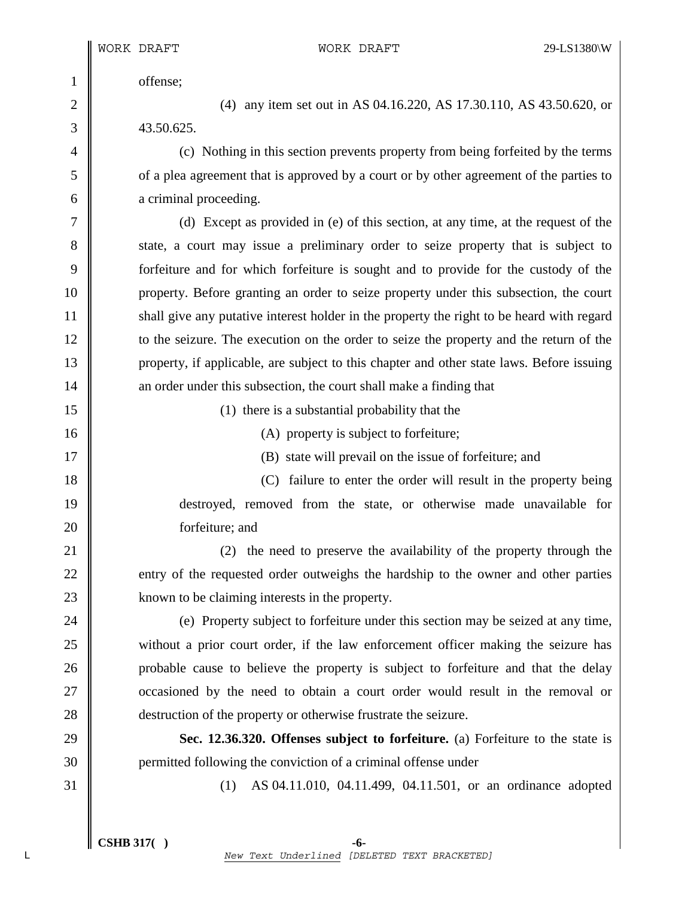offense;

(4) any item set out in AS 04.16.220, AS 17.30.110, AS 43.50.620, or 43.50.625.

(c) Nothing in this section prevents property from being forfeited by the terms of a plea agreement that is approved by a court or by other agreement of the parties to a criminal proceeding.

(d) Except as provided in (e) of this section, at any time, at the request of the state, a court may issue a preliminary order to seize property that is subject to forfeiture and for which forfeiture is sought and to provide for the custody of the property. Before granting an order to seize property under this subsection, the court shall give any putative interest holder in the property the right to be heard with regard to the seizure. The execution on the order to seize the property and the return of the property, if applicable, are subject to this chapter and other state laws. Before issuing an order under this subsection, the court shall make a finding that

(1) there is a substantial probability that the

(A) property is subject to forfeiture;

(B) state will prevail on the issue of forfeiture; and

(C) failure to enter the order will result in the property being destroyed, removed from the state, or otherwise made unavailable for forfeiture; and

(2) the need to preserve the availability of the property through the entry of the requested order outweighs the hardship to the owner and other parties known to be claiming interests in the property.

(e) Property subject to forfeiture under this section may be seized at any time, without a prior court order, if the law enforcement officer making the seizure has probable cause to believe the property is subject to forfeiture and that the delay occasioned by the need to obtain a court order would result in the removal or destruction of the property or otherwise frustrate the seizure.

**Sec. 12.36.320. Offenses subject to forfeiture.** (a) Forfeiture to the state is permitted following the conviction of a criminal offense under

(1) AS 04.11.010, 04.11.499, 04.11.501, or an ordinance adopted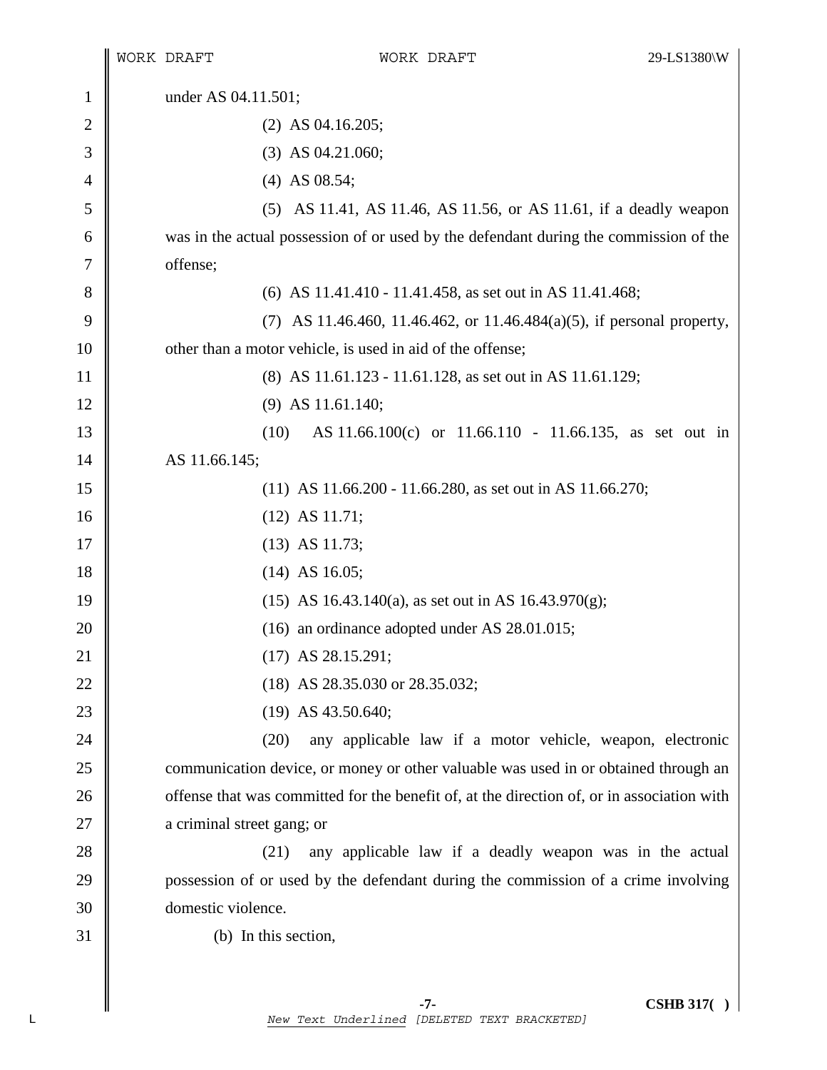under AS 04.11.501;

(2) AS 04.16.205;

(3) AS 04.21.060;

(4) AS 08.54;

(5) AS 11.41, AS 11.46, AS 11.56, or AS 11.61, if a deadly weapon was in the actual possession of or used by the defendant during the commission of the offense;

(6) AS 11.41.410 - 11.41.458, as set out in AS 11.41.468;

(7) AS 11.46.460, 11.46.462, or 11.46.484(a)(5), if personal property, other than a motor vehicle, is used in aid of the offense;

(8) AS 11.61.123 - 11.61.128, as set out in AS 11.61.129;

(9) AS 11.61.140;

(10) AS 11.66.100(c) or 11.66.110 - 11.66.135, as set out in AS 11.66.145;

(11) AS 11.66.200 - 11.66.280, as set out in AS 11.66.270;

(12) AS 11.71;

(13) AS 11.73;

(14) AS 16.05;

(15) AS 16.43.140(a), as set out in AS 16.43.970(g);

(16) an ordinance adopted under AS 28.01.015;

(17) AS 28.15.291;

(18) AS 28.35.030 or 28.35.032;

(19) AS 43.50.640;

(20) any applicable law if a motor vehicle, weapon, electronic communication device, or money or other valuable was used in or obtained through an offense that was committed for the benefit of, at the direction of, or in association with a criminal street gang; or

(21) any applicable law if a deadly weapon was in the actual possession of or used by the defendant during the commission of a crime involving domestic violence.

(b) In this section,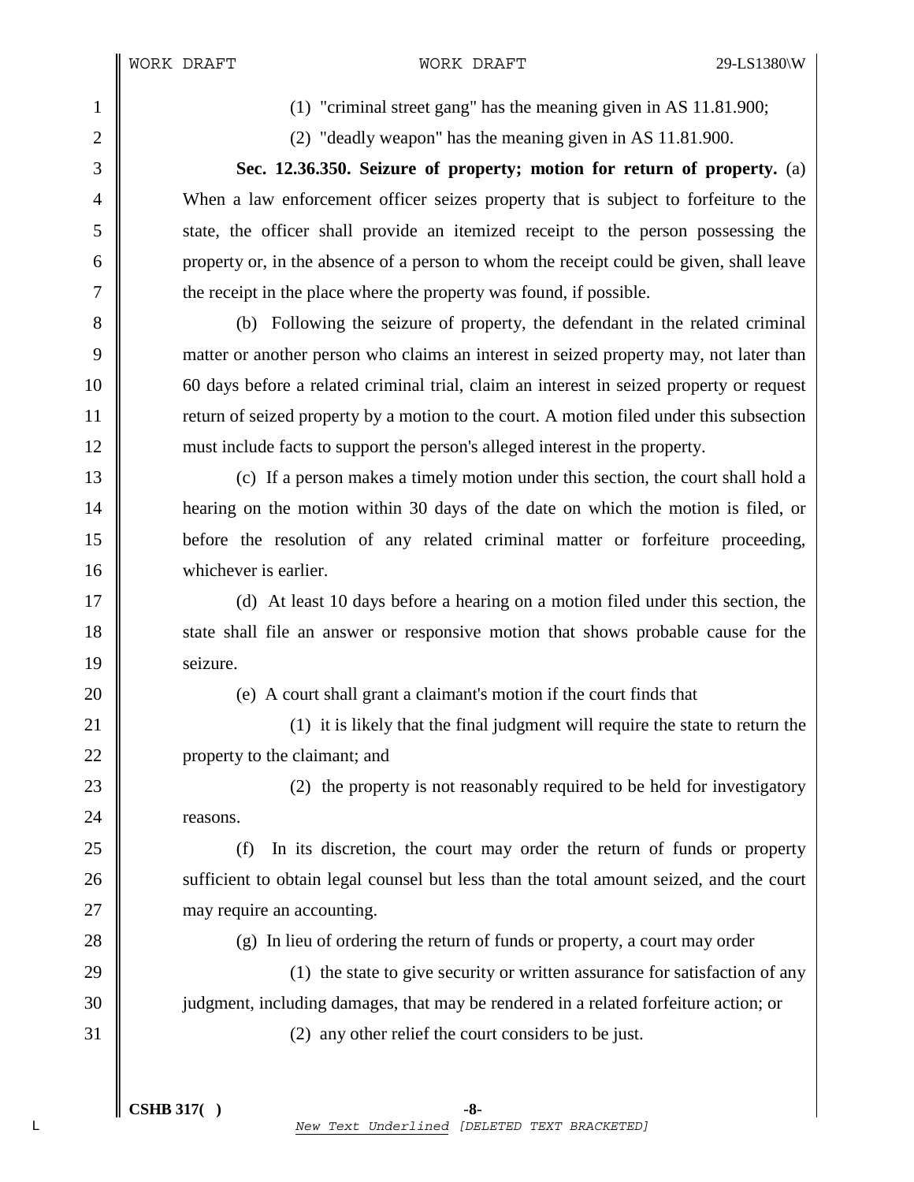(1) "criminal street gang" has the meaning given in AS 11.81.900;

(2) "deadly weapon" has the meaning given in AS 11.81.900.

**Sec. 12.36.350. Seizure of property; motion for return of property.** (a) When a law enforcement officer seizes property that is subject to forfeiture to the state, the officer shall provide an itemized receipt to the person possessing the property or, in the absence of a person to whom the receipt could be given, shall leave the receipt in the place where the property was found, if possible.

(b) Following the seizure of property, the defendant in the related criminal matter or another person who claims an interest in seized property may, not later than 60 days before a related criminal trial, claim an interest in seized property or request return of seized property by a motion to the court. A motion filed under this subsection must include facts to support the person's alleged interest in the property.

(c) If a person makes a timely motion under this section, the court shall hold a hearing on the motion within 30 days of the date on which the motion is filed, or before the resolution of any related criminal matter or forfeiture proceeding, whichever is earlier.

(d) At least 10 days before a hearing on a motion filed under this section, the state shall file an answer or responsive motion that shows probable cause for the seizure.

(e) A court shall grant a claimant's motion if the court finds that

(1) it is likely that the final judgment will require the state to return the property to the claimant; and

(2) the property is not reasonably required to be held for investigatory reasons.

(f) In its discretion, the court may order the return of funds or property sufficient to obtain legal counsel but less than the total amount seized, and the court may require an accounting.

(g) In lieu of ordering the return of funds or property, a court may order

(1) the state to give security or written assurance for satisfaction of any judgment, including damages, that may be rendered in a related forfeiture action; or

(2) any other relief the court considers to be just.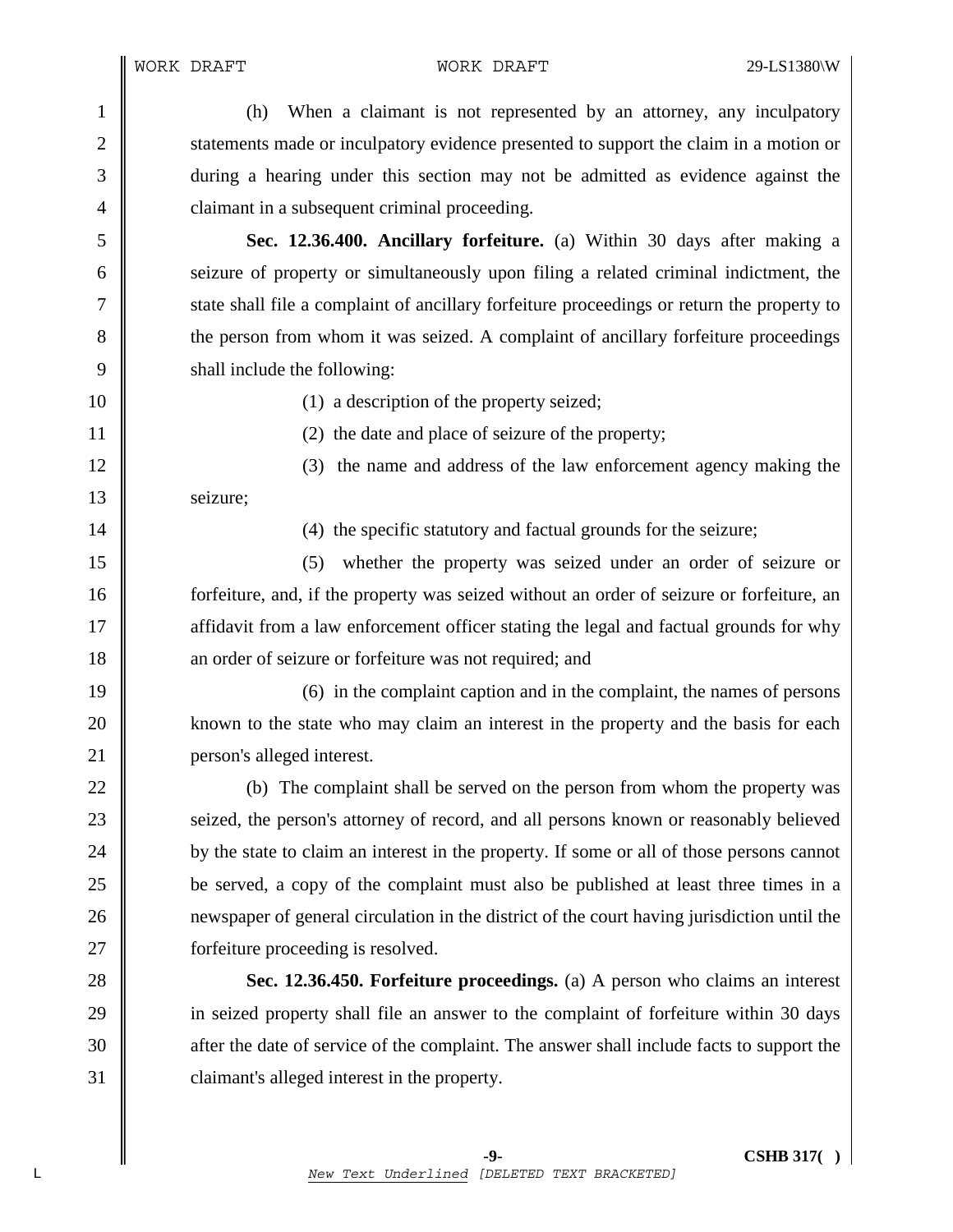(h) When a claimant is not represented by an attorney, any inculpatory statements made or inculpatory evidence presented to support the claim in a motion or during a hearing under this section may not be admitted as evidence against the claimant in a subsequent criminal proceeding.

**Sec. 12.36.400. Ancillary forfeiture.** (a) Within 30 days after making a seizure of property or simultaneously upon filing a related criminal indictment, the state shall file a complaint of ancillary forfeiture proceedings or return the property to the person from whom it was seized. A complaint of ancillary forfeiture proceedings shall include the following:

(1) a description of the property seized;

(2) the date and place of seizure of the property;

(3) the name and address of the law enforcement agency making the seizure;

(4) the specific statutory and factual grounds for the seizure;

(5) whether the property was seized under an order of seizure or forfeiture, and, if the property was seized without an order of seizure or forfeiture, an affidavit from a law enforcement officer stating the legal and factual grounds for why an order of seizure or forfeiture was not required; and

(6) in the complaint caption and in the complaint, the names of persons known to the state who may claim an interest in the property and the basis for each person's alleged interest.

(b) The complaint shall be served on the person from whom the property was seized, the person's attorney of record, and all persons known or reasonably believed by the state to claim an interest in the property. If some or all of those persons cannot be served, a copy of the complaint must also be published at least three times in a newspaper of general circulation in the district of the court having jurisdiction until the forfeiture proceeding is resolved.

**Sec. 12.36.450. Forfeiture proceedings.** (a) A person who claims an interest in seized property shall file an answer to the complaint of forfeiture within 30 days after the date of service of the complaint. The answer shall include facts to support the claimant's alleged interest in the property.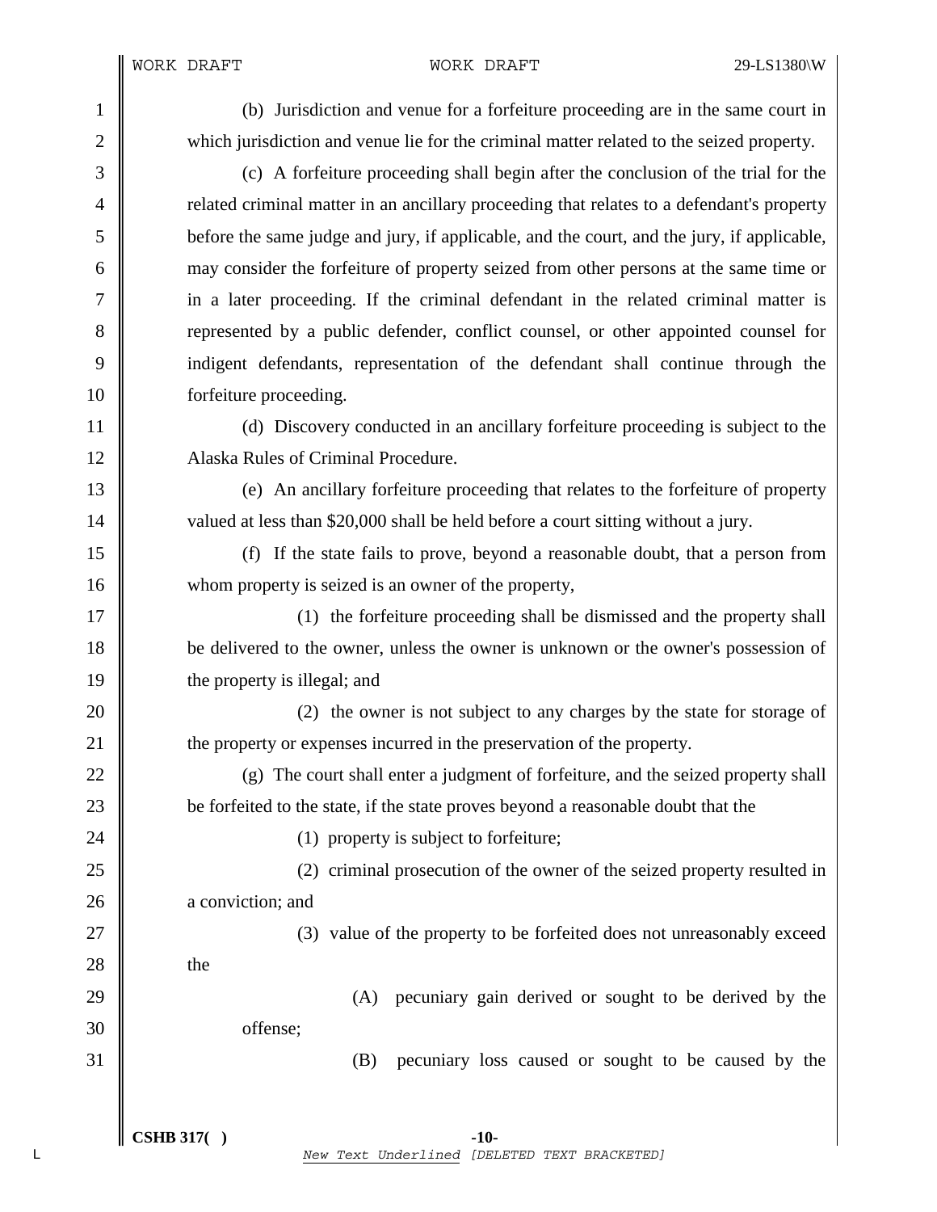(b) Jurisdiction and venue for a forfeiture proceeding are in the same court in which jurisdiction and venue lie for the criminal matter related to the seized property.

(c) A forfeiture proceeding shall begin after the conclusion of the trial for the related criminal matter in an ancillary proceeding that relates to a defendant's property before the same judge and jury, if applicable, and the court, and the jury, if applicable, may consider the forfeiture of property seized from other persons at the same time or in a later proceeding. If the criminal defendant in the related criminal matter is represented by a public defender, conflict counsel, or other appointed counsel for indigent defendants, representation of the defendant shall continue through the forfeiture proceeding.

(d) Discovery conducted in an ancillary forfeiture proceeding is subject to the Alaska Rules of Criminal Procedure.

(e) An ancillary forfeiture proceeding that relates to the forfeiture of property valued at less than $20,000 shall be held before a court sitting without a jury.

(f) If the state fails to prove, beyond a reasonable doubt, that a person from whom property is seized is an owner of the property,

(1) the forfeiture proceeding shall be dismissed and the property shall be delivered to the owner, unless the owner is unknown or the owner's possession of the property is illegal; and

(2) the owner is not subject to any charges by the state for storage of the property or expenses incurred in the preservation of the property.

(g) The court shall enter a judgment of forfeiture, and the seized property shall be forfeited to the state, if the state proves beyond a reasonable doubt that the

(1) property is subject to forfeiture;

(2) criminal prosecution of the owner of the seized property resulted in a conviction; and

(3) value of the property to be forfeited does not unreasonably exceed the

(A) pecuniary gain derived or sought to be derived by the offense;

(B) pecuniary loss caused or sought to be caused by the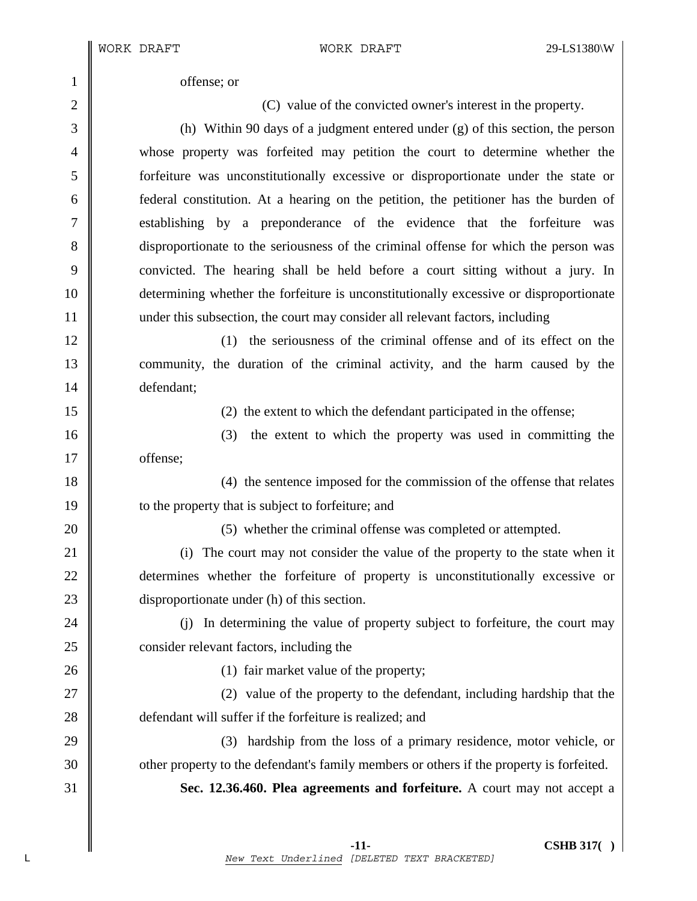offense; or

(C) value of the convicted owner's interest in the property.

(h) Within 90 days of a judgment entered under (g) of this section, the person whose property was forfeited may petition the court to determine whether the forfeiture was unconstitutionally excessive or disproportionate under the state or federal constitution. At a hearing on the petition, the petitioner has the burden of establishing by a preponderance of the evidence that the forfeiture was disproportionate to the seriousness of the criminal offense for which the person was convicted. The hearing shall be held before a court sitting without a jury. In determining whether the forfeiture is unconstitutionally excessive or disproportionate under this subsection, the court may consider all relevant factors, including

(1) the seriousness of the criminal offense and of its effect on the community, the duration of the criminal activity, and the harm caused by the defendant;

(2) the extent to which the defendant participated in the offense;

(3) the extent to which the property was used in committing the offense;

(4) the sentence imposed for the commission of the offense that relates to the property that is subject to forfeiture; and

(5) whether the criminal offense was completed or attempted.

(i) The court may not consider the value of the property to the state when it determines whether the forfeiture of property is unconstitutionally excessive or disproportionate under (h) of this section.

(j) In determining the value of property subject to forfeiture, the court may consider relevant factors, including the

(1) fair market value of the property;

(2) value of the property to the defendant, including hardship that the defendant will suffer if the forfeiture is realized; and

(3) hardship from the loss of a primary residence, motor vehicle, or other property to the defendant's family members or others if the property is forfeited.

**Sec. 12.36.460. Plea agreements and forfeiture.** A court may not accept a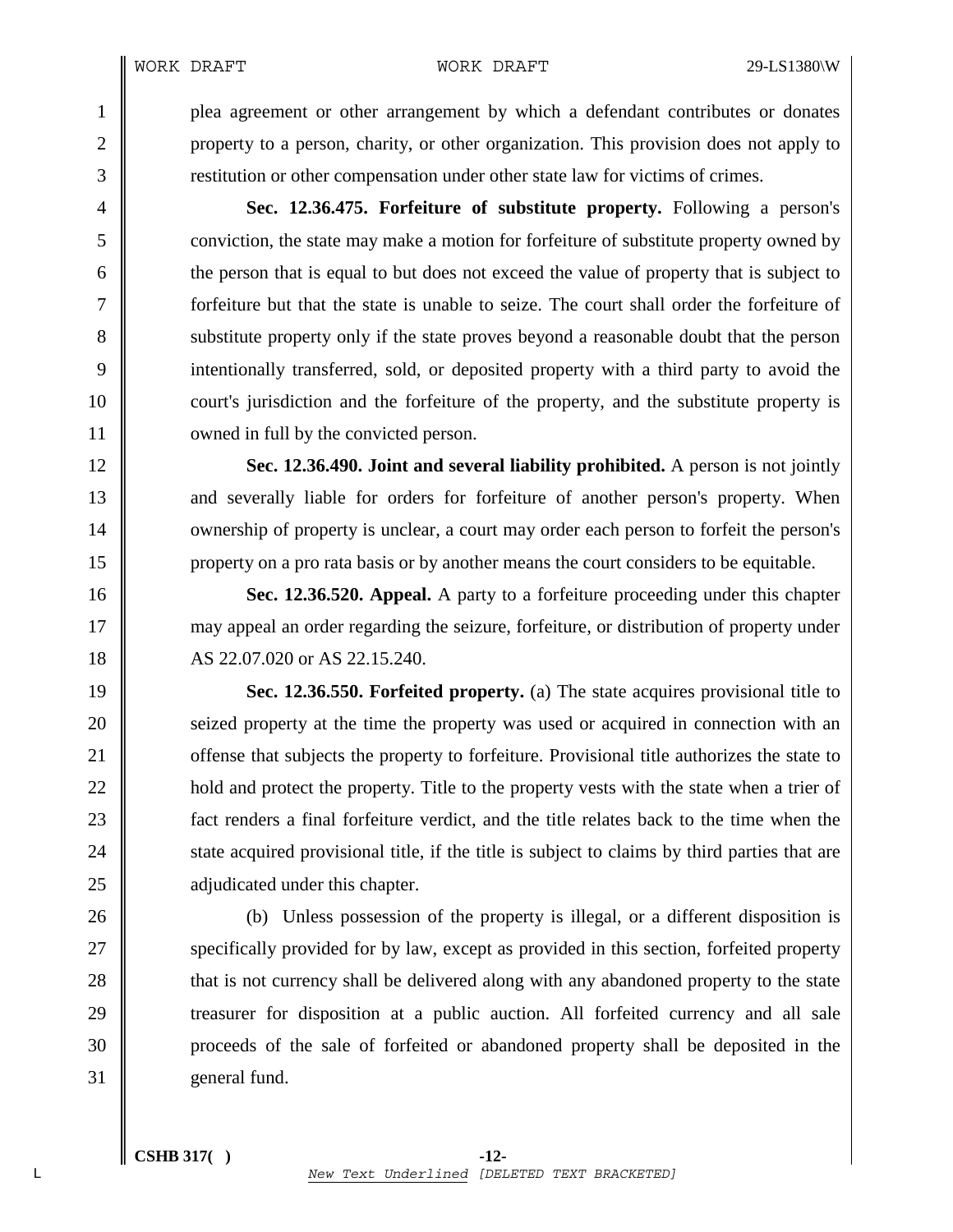plea agreement or other arrangement by which a defendant contributes or donates property to a person, charity, or other organization. This provision does not apply to restitution or other compensation under other state law for victims of crimes.

**Sec. 12.36.475. Forfeiture of substitute property.** Following a person's conviction, the state may make a motion for forfeiture of substitute property owned by the person that is equal to but does not exceed the value of property that is subject to forfeiture but that the state is unable to seize. The court shall order the forfeiture of substitute property only if the state proves beyond a reasonable doubt that the person intentionally transferred, sold, or deposited property with a third party to avoid the court's jurisdiction and the forfeiture of the property, and the substitute property is owned in full by the convicted person.

**Sec. 12.36.490. Joint and several liability prohibited.** A person is not jointly and severally liable for orders for forfeiture of another person's property. When ownership of property is unclear, a court may order each person to forfeit the person's property on a pro rata basis or by another means the court considers to be equitable.

**Sec. 12.36.520. Appeal.** A party to a forfeiture proceeding under this chapter may appeal an order regarding the seizure, forfeiture, or distribution of property under AS 22.07.020 or AS 22.15.240.

**Sec. 12.36.550. Forfeited property.** (a) The state acquires provisional title to seized property at the time the property was used or acquired in connection with an offense that subjects the property to forfeiture. Provisional title authorizes the state to hold and protect the property. Title to the property vests with the state when a trier of fact renders a final forfeiture verdict, and the title relates back to the time when the state acquired provisional title, if the title is subject to claims by third parties that are adjudicated under this chapter.

(b) Unless possession of the property is illegal, or a different disposition is specifically provided for by law, except as provided in this section, forfeited property that is not currency shall be delivered along with any abandoned property to the state treasurer for disposition at a public auction. All forfeited currency and all sale proceeds of the sale of forfeited or abandoned property shall be deposited in the general fund.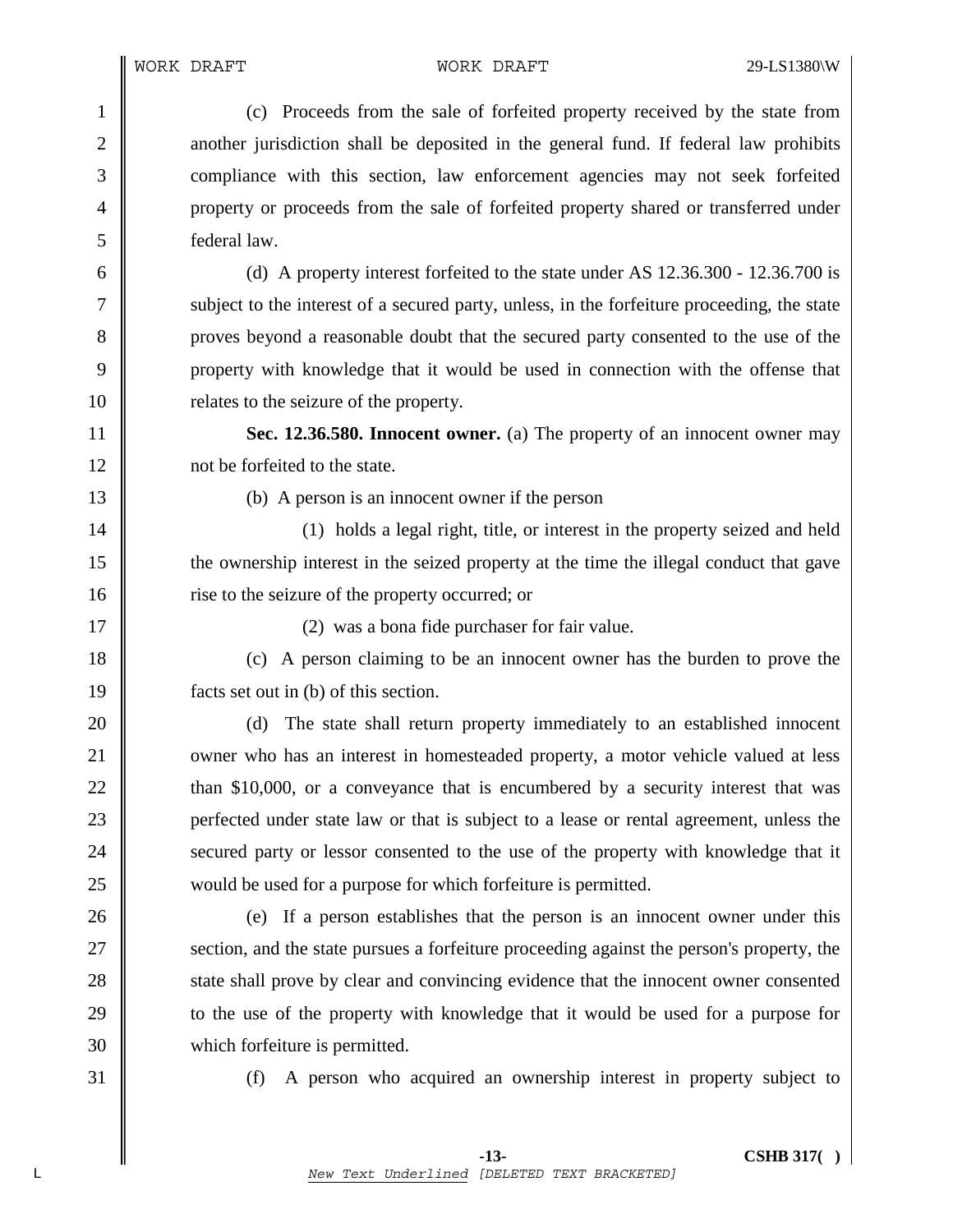(c) Proceeds from the sale of forfeited property received by the state from another jurisdiction shall be deposited in the general fund. If federal law prohibits compliance with this section, law enforcement agencies may not seek forfeited property or proceeds from the sale of forfeited property shared or transferred under federal law.

(d) A property interest forfeited to the state under AS 12.36.300 - 12.36.700 is subject to the interest of a secured party, unless, in the forfeiture proceeding, the state proves beyond a reasonable doubt that the secured party consented to the use of the property with knowledge that it would be used in connection with the offense that relates to the seizure of the property.

**Sec. 12.36.580. Innocent owner.** (a) The property of an innocent owner may not be forfeited to the state.

(b) A person is an innocent owner if the person

(1) holds a legal right, title, or interest in the property seized and held the ownership interest in the seized property at the time the illegal conduct that gave rise to the seizure of the property occurred; or

(2) was a bona fide purchaser for fair value.

(c) A person claiming to be an innocent owner has the burden to prove the facts set out in (b) of this section.

(d) The state shall return property immediately to an established innocent owner who has an interest in homesteaded property, a motor vehicle valued at less than $10,000, or a conveyance that is encumbered by a security interest that was perfected under state law or that is subject to a lease or rental agreement, unless the secured party or lessor consented to the use of the property with knowledge that it would be used for a purpose for which forfeiture is permitted.

(e) If a person establishes that the person is an innocent owner under this section, and the state pursues a forfeiture proceeding against the person's property, the state shall prove by clear and convincing evidence that the innocent owner consented to the use of the property with knowledge that it would be used for a purpose for which forfeiture is permitted.

(f) A person who acquired an ownership interest in property subject to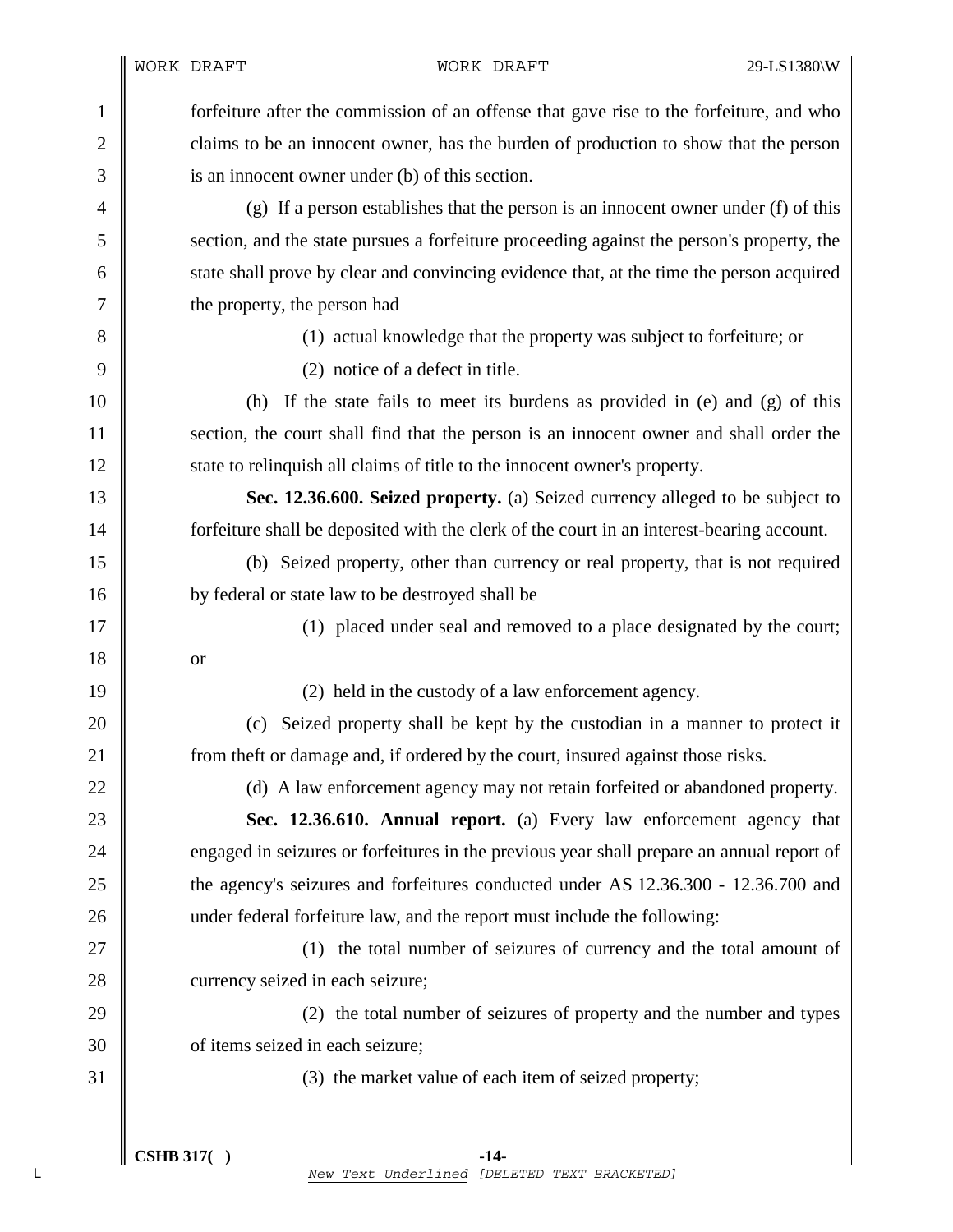forfeiture after the commission of an offense that gave rise to the forfeiture, and who claims to be an innocent owner, has the burden of production to show that the person is an innocent owner under (b) of this section.

(g) If a person establishes that the person is an innocent owner under (f) of this section, and the state pursues a forfeiture proceeding against the person's property, the state shall prove by clear and convincing evidence that, at the time the person acquired the property, the person had

(1) actual knowledge that the property was subject to forfeiture; or

(2) notice of a defect in title.

(h) If the state fails to meet its burdens as provided in (e) and (g) of this section, the court shall find that the person is an innocent owner and shall order the state to relinquish all claims of title to the innocent owner's property.

**Sec. 12.36.600. Seized property.** (a) Seized currency alleged to be subject to forfeiture shall be deposited with the clerk of the court in an interest-bearing account.

(b) Seized property, other than currency or real property, that is not required by federal or state law to be destroyed shall be

(1) placed under seal and removed to a place designated by the court; or

(2) held in the custody of a law enforcement agency.

(c) Seized property shall be kept by the custodian in a manner to protect it from theft or damage and, if ordered by the court, insured against those risks.

(d) A law enforcement agency may not retain forfeited or abandoned property.

**Sec. 12.36.610. Annual report.** (a) Every law enforcement agency that engaged in seizures or forfeitures in the previous year shall prepare an annual report of the agency's seizures and forfeitures conducted under AS 12.36.300 - 12.36.700 and under federal forfeiture law, and the report must include the following:

(1) the total number of seizures of currency and the total amount of currency seized in each seizure;

(2) the total number of seizures of property and the number and types of items seized in each seizure;

(3) the market value of each item of seized property;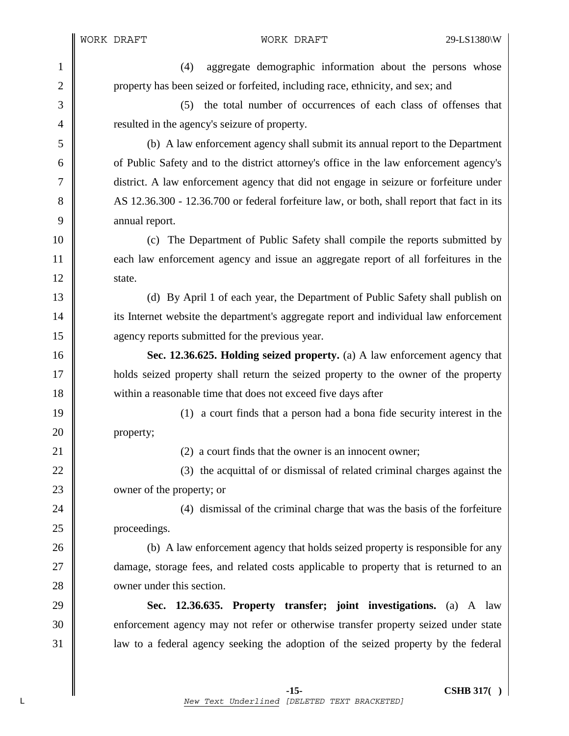(4) aggregate demographic information about the persons whose property has been seized or forfeited, including race, ethnicity, and sex; and

(5) the total number of occurrences of each class of offenses that resulted in the agency's seizure of property.

(b) A law enforcement agency shall submit its annual report to the Department of Public Safety and to the district attorney's office in the law enforcement agency's district. A law enforcement agency that did not engage in seizure or forfeiture under AS 12.36.300 - 12.36.700 or federal forfeiture law, or both, shall report that fact in its annual report.

(c) The Department of Public Safety shall compile the reports submitted by each law enforcement agency and issue an aggregate report of all forfeitures in the state.

(d) By April 1 of each year, the Department of Public Safety shall publish on its Internet website the department's aggregate report and individual law enforcement agency reports submitted for the previous year.

**Sec. 12.36.625. Holding seized property.** (a) A law enforcement agency that holds seized property shall return the seized property to the owner of the property within a reasonable time that does not exceed five days after

(1) a court finds that a person had a bona fide security interest in the property;

(2) a court finds that the owner is an innocent owner;

(3) the acquittal of or dismissal of related criminal charges against the owner of the property; or

(4) dismissal of the criminal charge that was the basis of the forfeiture proceedings.

(b) A law enforcement agency that holds seized property is responsible for any damage, storage fees, and related costs applicable to property that is returned to an owner under this section.

**Sec. 12.36.635. Property transfer; joint investigations.** (a) A law enforcement agency may not refer or otherwise transfer property seized under state law to a federal agency seeking the adoption of the seized property by the federal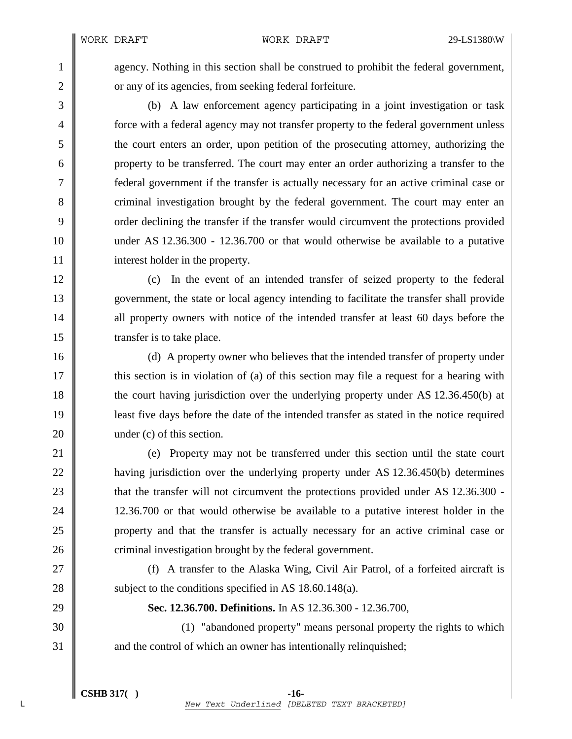agency. Nothing in this section shall be construed to prohibit the federal government, or any of its agencies, from seeking federal forfeiture.

(b) A law enforcement agency participating in a joint investigation or task force with a federal agency may not transfer property to the federal government unless the court enters an order, upon petition of the prosecuting attorney, authorizing the property to be transferred. The court may enter an order authorizing a transfer to the federal government if the transfer is actually necessary for an active criminal case or criminal investigation brought by the federal government. The court may enter an order declining the transfer if the transfer would circumvent the protections provided under AS 12.36.300 - 12.36.700 or that would otherwise be available to a putative interest holder in the property.

(c) In the event of an intended transfer of seized property to the federal government, the state or local agency intending to facilitate the transfer shall provide all property owners with notice of the intended transfer at least 60 days before the transfer is to take place.

(d) A property owner who believes that the intended transfer of property under this section is in violation of (a) of this section may file a request for a hearing with the court having jurisdiction over the underlying property under AS 12.36.450(b) at least five days before the date of the intended transfer as stated in the notice required under (c) of this section.

(e) Property may not be transferred under this section until the state court having jurisdiction over the underlying property under AS 12.36.450(b) determines that the transfer will not circumvent the protections provided under AS 12.36.300 - 12.36.700 or that would otherwise be available to a putative interest holder in the property and that the transfer is actually necessary for an active criminal case or criminal investigation brought by the federal government.

(f) A transfer to the Alaska Wing, Civil Air Patrol, of a forfeited aircraft is subject to the conditions specified in AS 18.60.148(a).

**Sec. 12.36.700. Definitions.** In AS 12.36.300 - 12.36.700,

(1) "abandoned property" means personal property the rights to which and the control of which an owner has intentionally relinquished;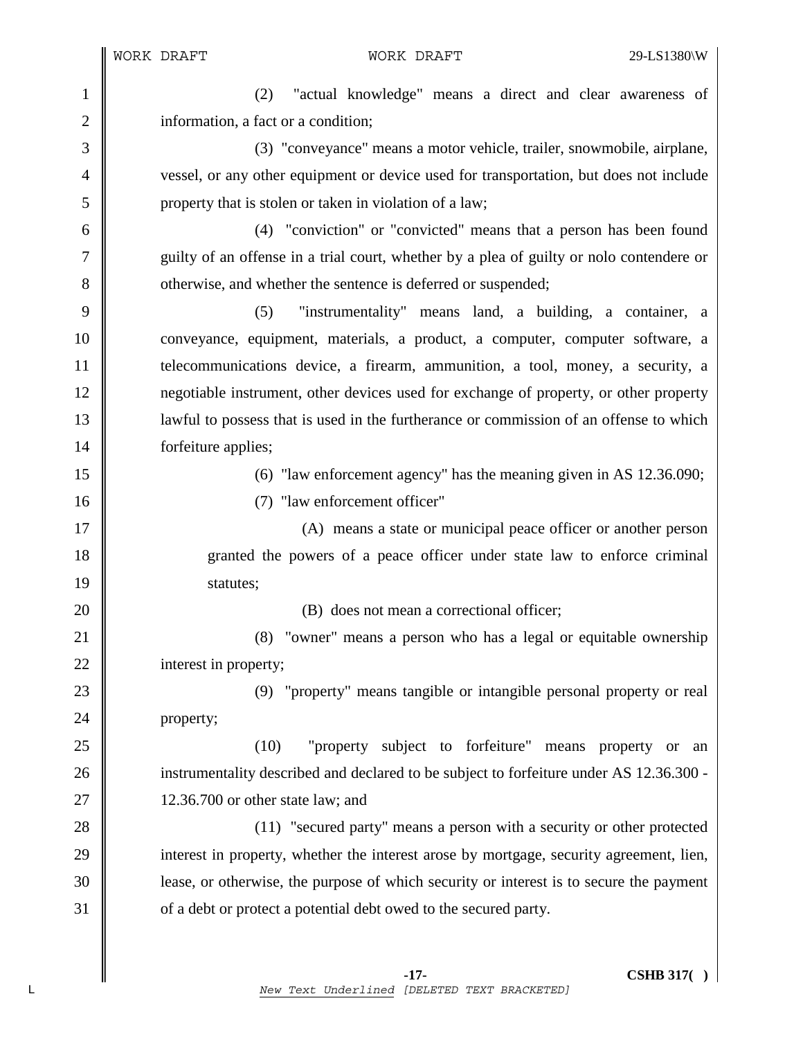(2) "actual knowledge" means a direct and clear awareness of information, a fact or a condition;

(3) "conveyance" means a motor vehicle, trailer, snowmobile, airplane, vessel, or any other equipment or device used for transportation, but does not include property that is stolen or taken in violation of a law;

(4) "conviction" or "convicted" means that a person has been found guilty of an offense in a trial court, whether by a plea of guilty or nolo contendere or otherwise, and whether the sentence is deferred or suspended;

(5) "instrumentality" means land, a building, a container, a conveyance, equipment, materials, a product, a computer, computer software, a telecommunications device, a firearm, ammunition, a tool, money, a security, a negotiable instrument, other devices used for exchange of property, or other property lawful to possess that is used in the furtherance or commission of an offense to which forfeiture applies;

(6) "law enforcement agency" has the meaning given in AS 12.36.090;

(7) "law enforcement officer"

(A) means a state or municipal peace officer or another person granted the powers of a peace officer under state law to enforce criminal statutes;

(B) does not mean a correctional officer;

(8) "owner" means a person who has a legal or equitable ownership interest in property;

(9) "property" means tangible or intangible personal property or real property;

(10) "property subject to forfeiture" means property or an instrumentality described and declared to be subject to forfeiture under AS 12.36.300 - 12.36.700 or other state law; and

(11) "secured party" means a person with a security or other protected interest in property, whether the interest arose by mortgage, security agreement, lien, lease, or otherwise, the purpose of which security or interest is to secure the payment of a debt or protect a potential debt owed to the secured party.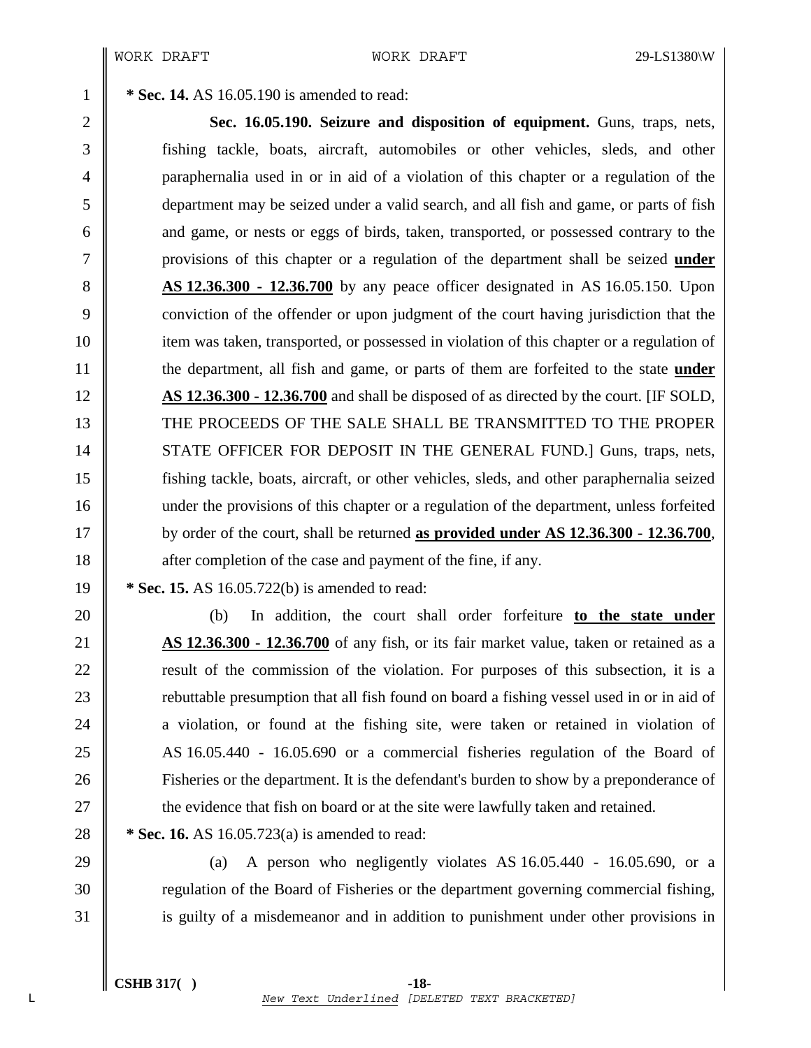**\* Sec. 14.** AS 16.05.190 is amended to read:

**Sec. 16.05.190. Seizure and disposition of equipment.** Guns, traps, nets, fishing tackle, boats, aircraft, automobiles or other vehicles, sleds, and other paraphernalia used in or in aid of a violation of this chapter or a regulation of the department may be seized under a valid search, and all fish and game, or parts of fish and game, or nests or eggs of birds, taken, transported, or possessed contrary to the provisions of this chapter or a regulation of the department shall be seized **under AS 12.36.300 - 12.36.700** by any peace officer designated in AS 16.05.150. Upon conviction of the offender or upon judgment of the court having jurisdiction that the item was taken, transported, or possessed in violation of this chapter or a regulation of the department, all fish and game, or parts of them are forfeited to the state **under AS 12.36.300 - 12.36.700** and shall be disposed of as directed by the court. [IF SOLD, THE PROCEEDS OF THE SALE SHALL BE TRANSMITTED TO THE PROPER STATE OFFICER FOR DEPOSIT IN THE GENERAL FUND.] Guns, traps, nets, fishing tackle, boats, aircraft, or other vehicles, sleds, and other paraphernalia seized under the provisions of this chapter or a regulation of the department, unless forfeited by order of the court, shall be returned **as provided under AS 12.36.300 - 12.36.700**, after completion of the case and payment of the fine, if any.

**\* Sec. 15.** AS 16.05.722(b) is amended to read:

(b) In addition, the court shall order forfeiture **to the state under AS 12.36.300 - 12.36.700** of any fish, or its fair market value, taken or retained as a result of the commission of the violation. For purposes of this subsection, it is a rebuttable presumption that all fish found on board a fishing vessel used in or in aid of a violation, or found at the fishing site, were taken or retained in violation of AS 16.05.440 - 16.05.690 or a commercial fisheries regulation of the Board of Fisheries or the department. It is the defendant's burden to show by a preponderance of the evidence that fish on board or at the site were lawfully taken and retained.

**\* Sec. 16.** AS 16.05.723(a) is amended to read:

(a) A person who negligently violates AS 16.05.440 - 16.05.690, or a regulation of the Board of Fisheries or the department governing commercial fishing, is guilty of a misdemeanor and in addition to punishment under other provisions in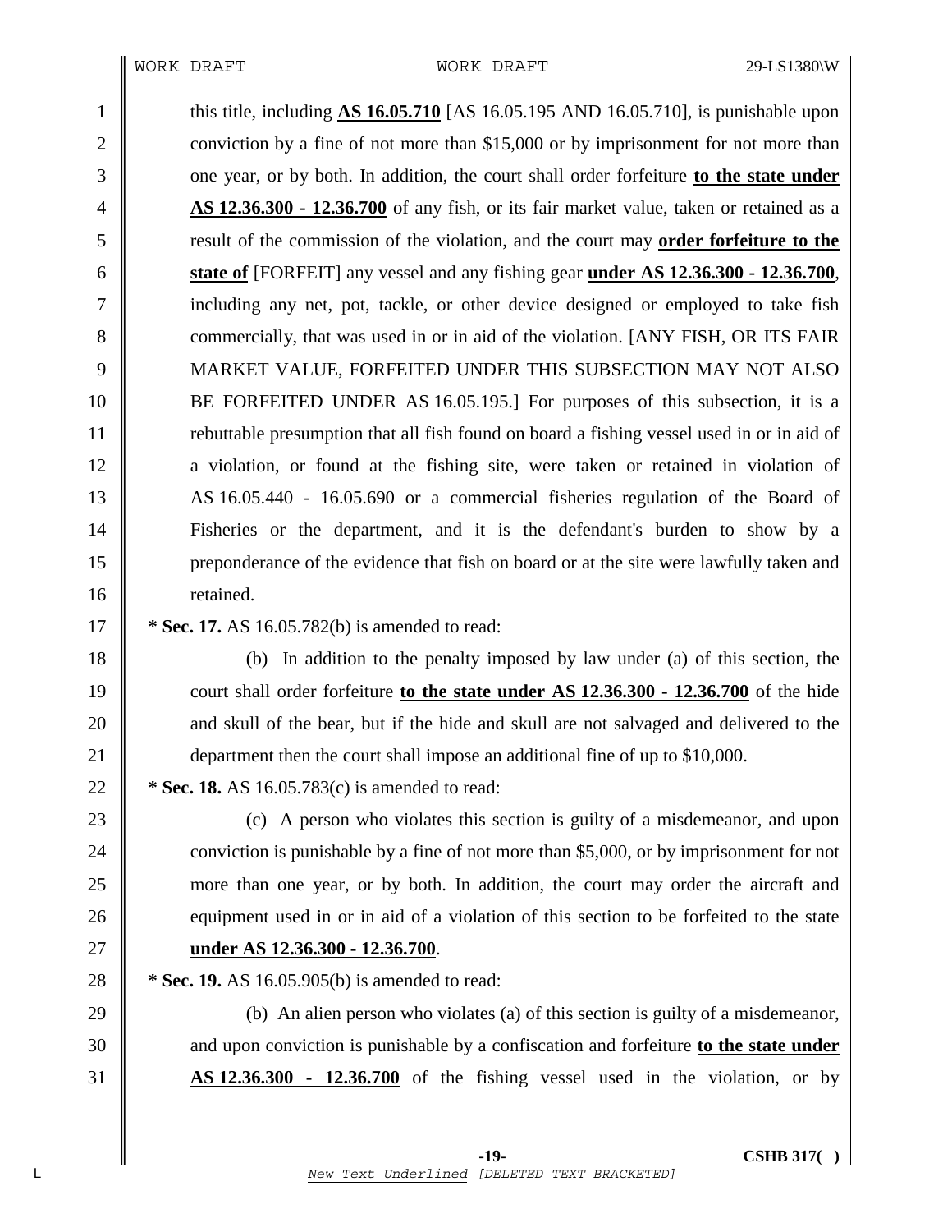this title, including **AS 16.05.710** [AS 16.05.195 AND 16.05.710], is punishable upon conviction by a fine of not more than $15,000 or by imprisonment for not more than one year, or by both. In addition, the court shall order forfeiture **to the state under AS 12.36.300 - 12.36.700** of any fish, or its fair market value, taken or retained as a result of the commission of the violation, and the court may **order forfeiture to the state of** [FORFEIT] any vessel and any fishing gear **under AS 12.36.300 - 12.36.700**, including any net, pot, tackle, or other device designed or employed to take fish commercially, that was used in or in aid of the violation. [ANY FISH, OR ITS FAIR MARKET VALUE, FORFEITED UNDER THIS SUBSECTION MAY NOT ALSO BE FORFEITED UNDER AS 16.05.195.] For purposes of this subsection, it is a rebuttable presumption that all fish found on board a fishing vessel used in or in aid of a violation, or found at the fishing site, were taken or retained in violation of AS 16.05.440 - 16.05.690 or a commercial fisheries regulation of the Board of Fisheries or the department, and it is the defendant's burden to show by a preponderance of the evidence that fish on board or at the site were lawfully taken and retained.

**\* Sec. 17.** AS 16.05.782(b) is amended to read:

(b) In addition to the penalty imposed by law under (a) of this section, the court shall order forfeiture **to the state under AS 12.36.300 - 12.36.700** of the hide and skull of the bear, but if the hide and skull are not salvaged and delivered to the department then the court shall impose an additional fine of up to $10,000.

**\* Sec. 18.** AS 16.05.783(c) is amended to read:

(c) A person who violates this section is guilty of a misdemeanor, and upon conviction is punishable by a fine of not more than $5,000, or by imprisonment for not more than one year, or by both. In addition, the court may order the aircraft and equipment used in or in aid of a violation of this section to be forfeited to the state **under AS 12.36.300 - 12.36.700**.

**\* Sec. 19.** AS 16.05.905(b) is amended to read:

(b) An alien person who violates (a) of this section is guilty of a misdemeanor, and upon conviction is punishable by a confiscation and forfeiture **to the state under AS 12.36.300 - 12.36.700** of the fishing vessel used in the violation, or by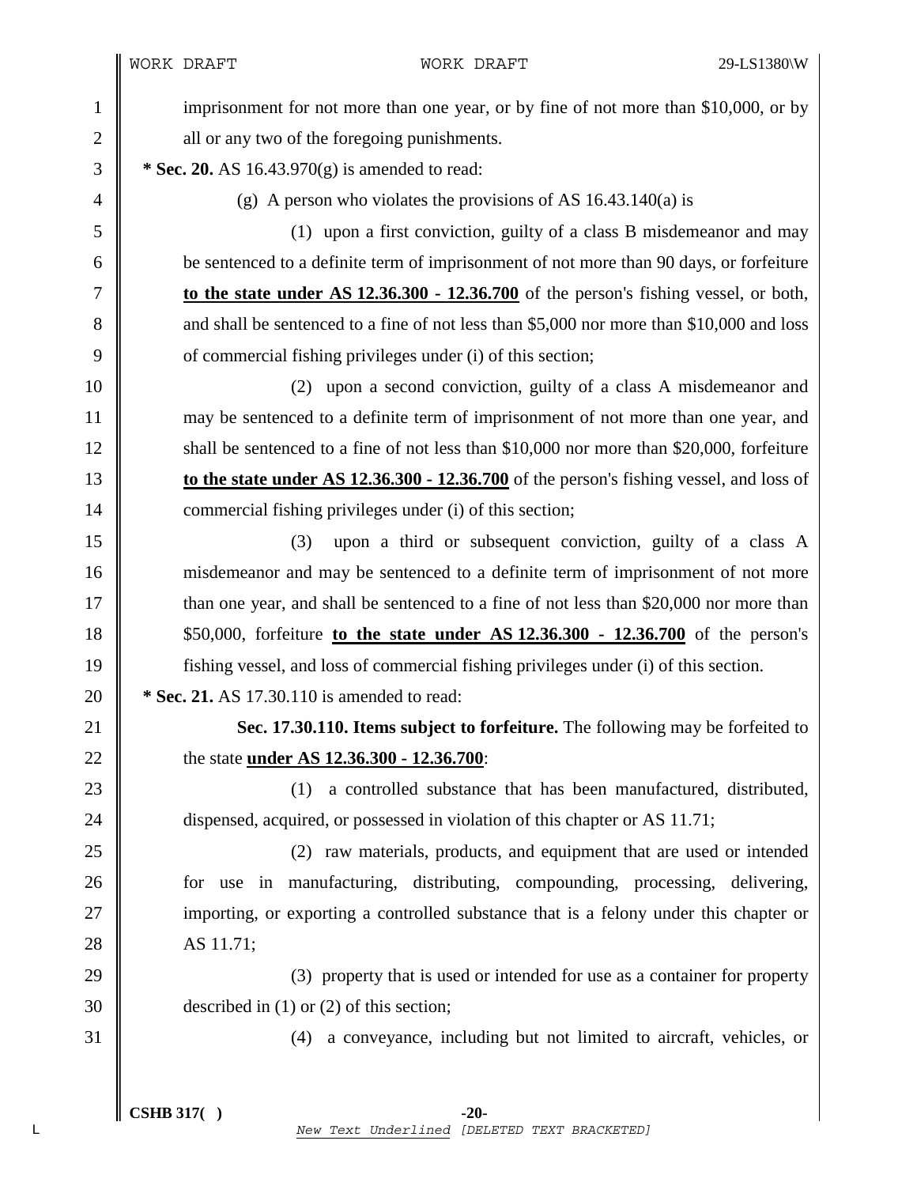imprisonment for not more than one year, or by fine of not more than $10,000, or by all or any two of the foregoing punishments.

**\* Sec. 20.** AS 16.43.970(g) is amended to read:

(g) A person who violates the provisions of AS 16.43.140(a) is

(1) upon a first conviction, guilty of a class B misdemeanor and may be sentenced to a definite term of imprisonment of not more than 90 days, or forfeiture **<u>to the state under AS 12.36.300 - 12.36.700</u>** of the person's fishing vessel, or both, and shall be sentenced to a fine of not less than $5,000 nor more than $10,000 and loss of commercial fishing privileges under (i) of this section;

(2) upon a second conviction, guilty of a class A misdemeanor and may be sentenced to a definite term of imprisonment of not more than one year, and shall be sentenced to a fine of not less than $10,000 nor more than $20,000, forfeiture **<u>to the state under AS 12.36.300 - 12.36.700</u>** of the person's fishing vessel, and loss of commercial fishing privileges under (i) of this section;

(3) upon a third or subsequent conviction, guilty of a class A misdemeanor and may be sentenced to a definite term of imprisonment of not more than one year, and shall be sentenced to a fine of not less than $20,000 nor more than $50,000, forfeiture **<u>to the state under AS 12.36.300 - 12.36.700</u>** of the person's fishing vessel, and loss of commercial fishing privileges under (i) of this section.

**\* Sec. 21.** AS 17.30.110 is amended to read:

**Sec. 17.30.110. Items subject to forfeiture.** The following may be forfeited to the state **<u>under AS 12.36.300 - 12.36.700</u>**:

(1) a controlled substance that has been manufactured, distributed, dispensed, acquired, or possessed in violation of this chapter or AS 11.71;

(2) raw materials, products, and equipment that are used or intended for use in manufacturing, distributing, compounding, processing, delivering, importing, or exporting a controlled substance that is a felony under this chapter or AS 11.71;

(3) property that is used or intended for use as a container for property described in (1) or (2) of this section;

(4) a conveyance, including but not limited to aircraft, vehicles, or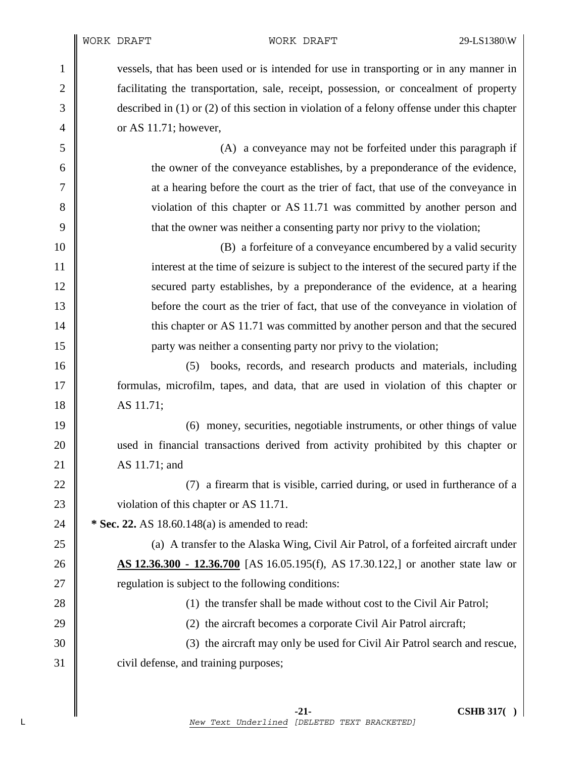vessels, that has been used or is intended for use in transporting or in any manner in facilitating the transportation, sale, receipt, possession, or concealment of property described in (1) or (2) of this section in violation of a felony offense under this chapter or AS 11.71; however,

(A) a conveyance may not be forfeited under this paragraph if the owner of the conveyance establishes, by a preponderance of the evidence, at a hearing before the court as the trier of fact, that use of the conveyance in violation of this chapter or AS 11.71 was committed by another person and that the owner was neither a consenting party nor privy to the violation;

(B) a forfeiture of a conveyance encumbered by a valid security interest at the time of seizure is subject to the interest of the secured party if the secured party establishes, by a preponderance of the evidence, at a hearing before the court as the trier of fact, that use of the conveyance in violation of this chapter or AS 11.71 was committed by another person and that the secured party was neither a consenting party nor privy to the violation;

(5) books, records, and research products and materials, including formulas, microfilm, tapes, and data, that are used in violation of this chapter or AS 11.71;

(6) money, securities, negotiable instruments, or other things of value used in financial transactions derived from activity prohibited by this chapter or AS 11.71; and

(7) a firearm that is visible, carried during, or used in furtherance of a violation of this chapter or AS 11.71.

**\* Sec. 22.** AS 18.60.148(a) is amended to read:

(a) A transfer to the Alaska Wing, Civil Air Patrol, of a forfeited aircraft under **<u>AS 12.36.300 - 12.36.700</u>** [AS 16.05.195(f), AS 17.30.122,] or another state law or regulation is subject to the following conditions:

(1) the transfer shall be made without cost to the Civil Air Patrol;

(2) the aircraft becomes a corporate Civil Air Patrol aircraft;

(3) the aircraft may only be used for Civil Air Patrol search and rescue, civil defense, and training purposes;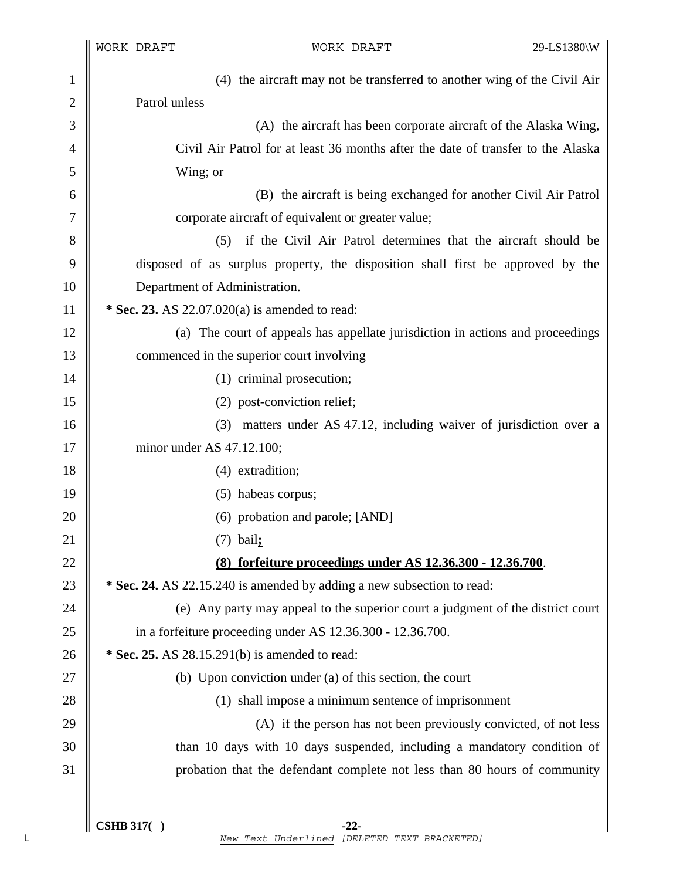(4) the aircraft may not be transferred to another wing of the Civil Air Patrol unless

(A) the aircraft has been corporate aircraft of the Alaska Wing, Civil Air Patrol for at least 36 months after the date of transfer to the Alaska Wing; or

(B) the aircraft is being exchanged for another Civil Air Patrol corporate aircraft of equivalent or greater value;

(5) if the Civil Air Patrol determines that the aircraft should be disposed of as surplus property, the disposition shall first be approved by the Department of Administration.

**\* Sec. 23.** AS 22.07.020(a) is amended to read:

(a) The court of appeals has appellate jurisdiction in actions and proceedings commenced in the superior court involving

(1) criminal prosecution;

(2) post-conviction relief;

(3) matters under AS 47.12, including waiver of jurisdiction over a minor under AS 47.12.100;

(4) extradition;

(5) habeas corpus;

(6) probation and parole; [AND]

(7) bail**<u>;</u>**

**<u>(8) forfeiture proceedings under AS 12.36.300 - 12.36.700</u>**.

**\* Sec. 24.** AS 22.15.240 is amended by adding a new subsection to read:

(e) Any party may appeal to the superior court a judgment of the district court in a forfeiture proceeding under AS 12.36.300 - 12.36.700.

**\* Sec. 25.** AS 28.15.291(b) is amended to read:

(b) Upon conviction under (a) of this section, the court

(1) shall impose a minimum sentence of imprisonment

(A) if the person has not been previously convicted, of not less than 10 days with 10 days suspended, including a mandatory condition of probation that the defendant complete not less than 80 hours of community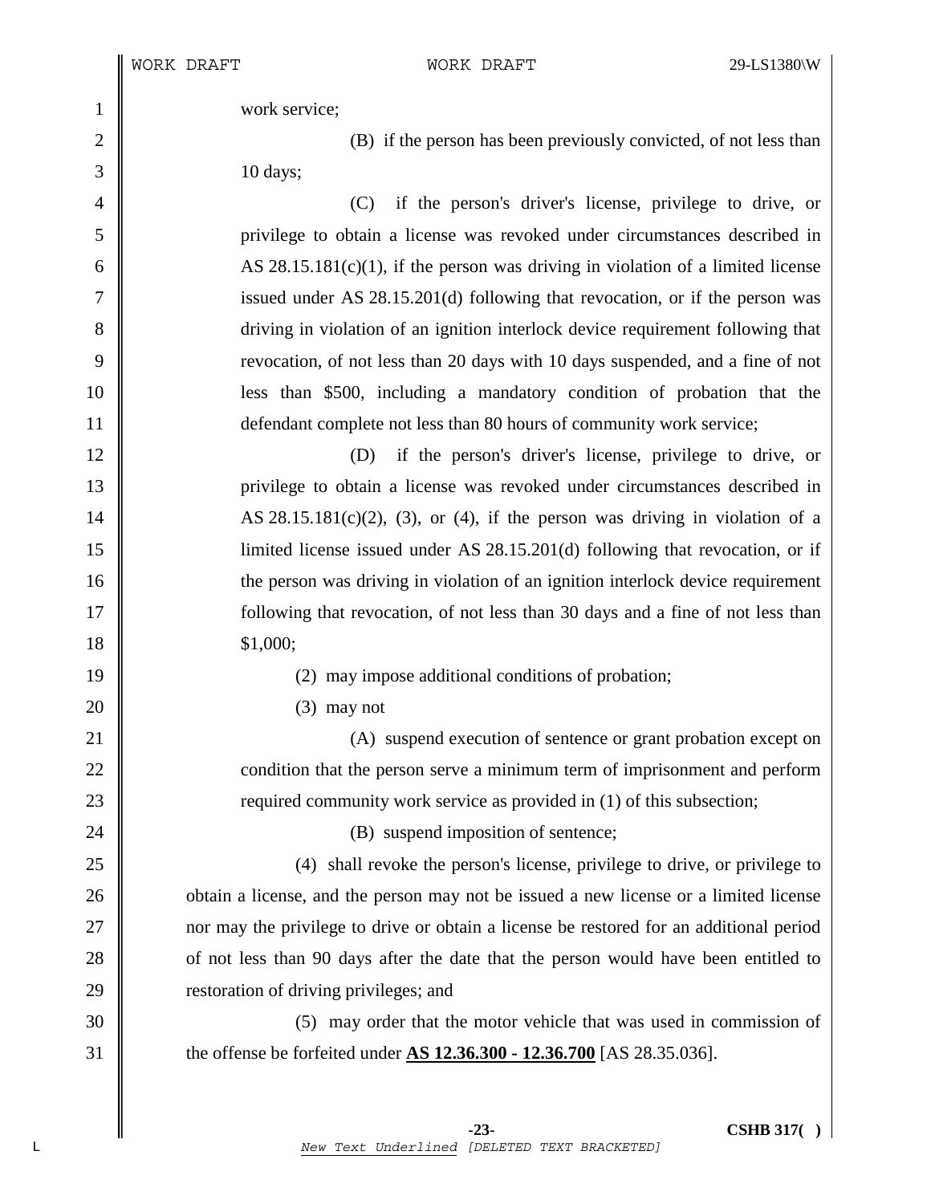work service;

(B) if the person has been previously convicted, of not less than 10 days;

(C) if the person's driver's license, privilege to drive, or privilege to obtain a license was revoked under circumstances described in AS 28.15.181(c)(1), if the person was driving in violation of a limited license issued under AS 28.15.201(d) following that revocation, or if the person was driving in violation of an ignition interlock device requirement following that revocation, of not less than 20 days with 10 days suspended, and a fine of not less than $500, including a mandatory condition of probation that the defendant complete not less than 80 hours of community work service;

(D) if the person's driver's license, privilege to drive, or privilege to obtain a license was revoked under circumstances described in AS 28.15.181(c)(2), (3), or (4), if the person was driving in violation of a limited license issued under AS 28.15.201(d) following that revocation, or if the person was driving in violation of an ignition interlock device requirement following that revocation, of not less than 30 days and a fine of not less than $1,000;

(2) may impose additional conditions of probation;

(3) may not

(A) suspend execution of sentence or grant probation except on condition that the person serve a minimum term of imprisonment and perform required community work service as provided in (1) of this subsection;

(B) suspend imposition of sentence;

(4) shall revoke the person's license, privilege to drive, or privilege to obtain a license, and the person may not be issued a new license or a limited license nor may the privilege to drive or obtain a license be restored for an additional period of not less than 90 days after the date that the person would have been entitled to restoration of driving privileges; and

(5) may order that the motor vehicle that was used in commission of the offense be forfeited under **AS 12.36.300 - 12.36.700** [AS 28.35.036].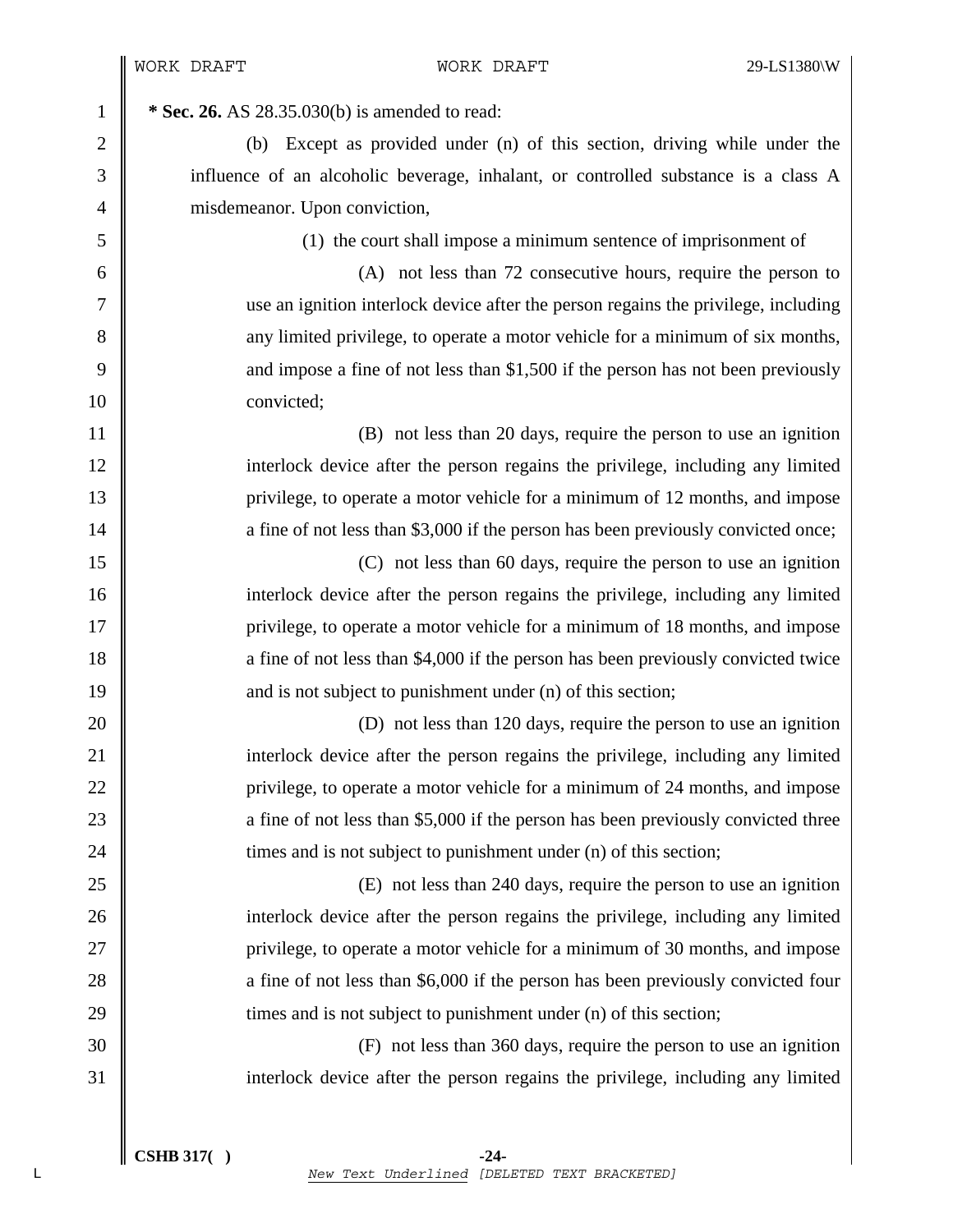**\* Sec. 26.** AS 28.35.030(b) is amended to read:

(b) Except as provided under (n) of this section, driving while under the influence of an alcoholic beverage, inhalant, or controlled substance is a class A misdemeanor. Upon conviction,

(1) the court shall impose a minimum sentence of imprisonment of

(A) not less than 72 consecutive hours, require the person to use an ignition interlock device after the person regains the privilege, including any limited privilege, to operate a motor vehicle for a minimum of six months, and impose a fine of not less than $1,500 if the person has not been previously convicted;

(B) not less than 20 days, require the person to use an ignition interlock device after the person regains the privilege, including any limited privilege, to operate a motor vehicle for a minimum of 12 months, and impose a fine of not less than $3,000 if the person has been previously convicted once;

(C) not less than 60 days, require the person to use an ignition interlock device after the person regains the privilege, including any limited privilege, to operate a motor vehicle for a minimum of 18 months, and impose a fine of not less than $4,000 if the person has been previously convicted twice and is not subject to punishment under (n) of this section;

(D) not less than 120 days, require the person to use an ignition interlock device after the person regains the privilege, including any limited privilege, to operate a motor vehicle for a minimum of 24 months, and impose a fine of not less than $5,000 if the person has been previously convicted three times and is not subject to punishment under (n) of this section;

(E) not less than 240 days, require the person to use an ignition interlock device after the person regains the privilege, including any limited privilege, to operate a motor vehicle for a minimum of 30 months, and impose a fine of not less than $6,000 if the person has been previously convicted four times and is not subject to punishment under (n) of this section;

(F) not less than 360 days, require the person to use an ignition interlock device after the person regains the privilege, including any limited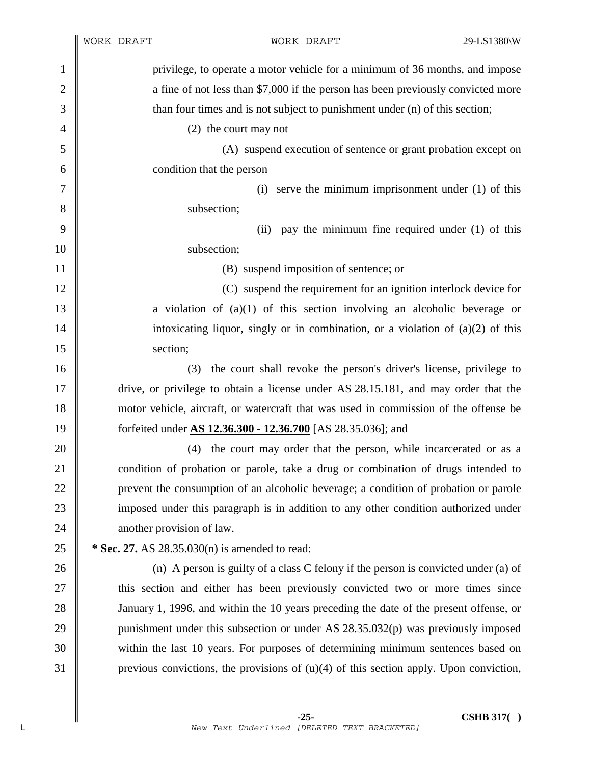privilege, to operate a motor vehicle for a minimum of 36 months, and impose a fine of not less than $7,000 if the person has been previously convicted more than four times and is not subject to punishment under (n) of this section;

(2) the court may not

(A) suspend execution of sentence or grant probation except on condition that the person

(i) serve the minimum imprisonment under (1) of this subsection;

(ii) pay the minimum fine required under (1) of this subsection;

(B) suspend imposition of sentence; or

(C) suspend the requirement for an ignition interlock device for a violation of (a)(1) of this section involving an alcoholic beverage or intoxicating liquor, singly or in combination, or a violation of (a)(2) of this section;

(3) the court shall revoke the person's driver's license, privilege to drive, or privilege to obtain a license under AS 28.15.181, and may order that the motor vehicle, aircraft, or watercraft that was used in commission of the offense be forfeited under <u>**AS 12.36.300 - 12.36.700**</u> [AS 28.35.036]; and

(4) the court may order that the person, while incarcerated or as a condition of probation or parole, take a drug or combination of drugs intended to prevent the consumption of an alcoholic beverage; a condition of probation or parole imposed under this paragraph is in addition to any other condition authorized under another provision of law.

**\* Sec. 27.** AS 28.35.030(n) is amended to read:

(n) A person is guilty of a class C felony if the person is convicted under (a) of this section and either has been previously convicted two or more times since January 1, 1996, and within the 10 years preceding the date of the present offense, or punishment under this subsection or under AS 28.35.032(p) was previously imposed within the last 10 years. For purposes of determining minimum sentences based on previous convictions, the provisions of (u)(4) of this section apply. Upon conviction,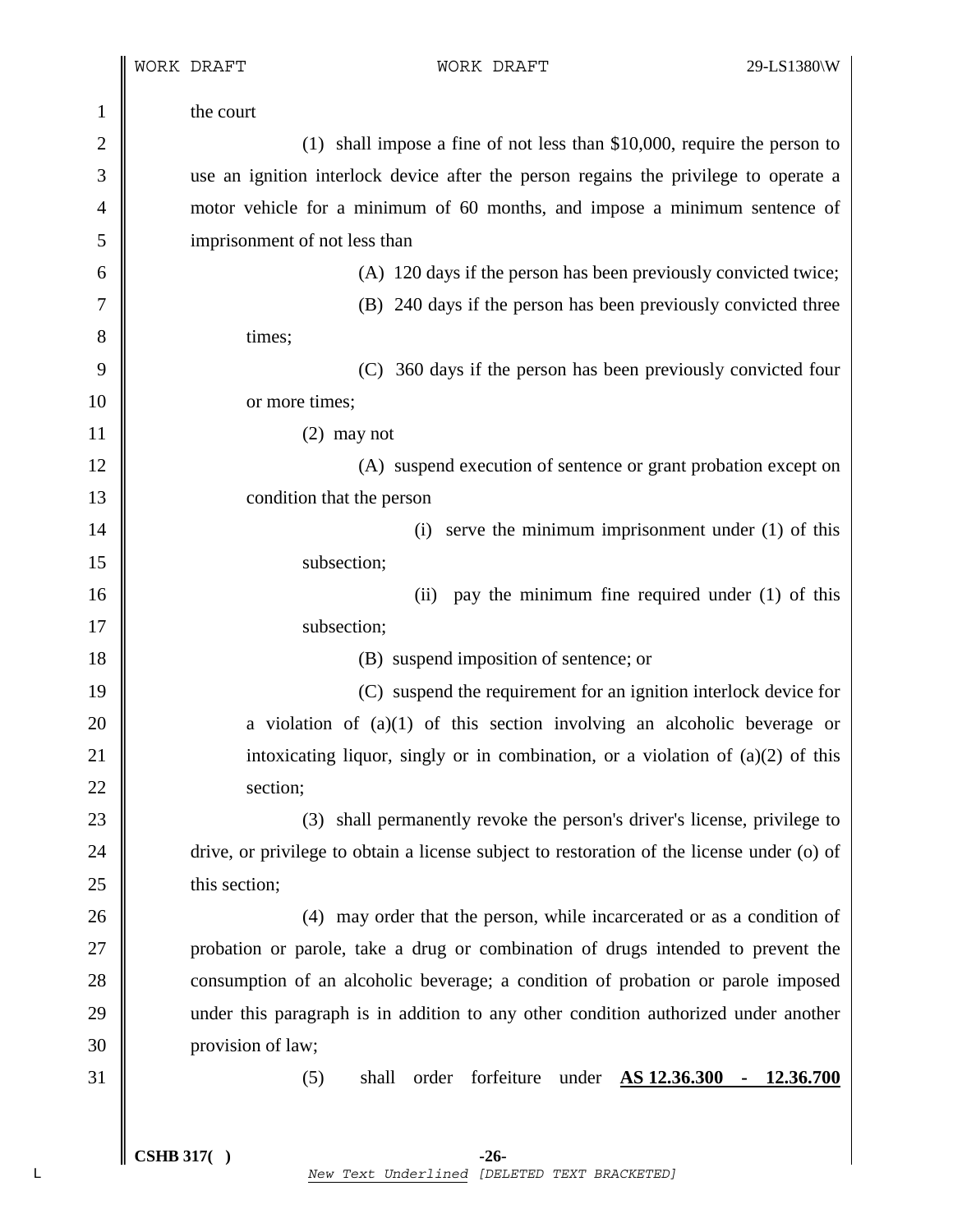the court

(1) shall impose a fine of not less than $10,000, require the person to use an ignition interlock device after the person regains the privilege to operate a motor vehicle for a minimum of 60 months, and impose a minimum sentence of imprisonment of not less than

(A) 120 days if the person has been previously convicted twice;

(B) 240 days if the person has been previously convicted three times;

(C) 360 days if the person has been previously convicted four or more times;

(2) may not

(A) suspend execution of sentence or grant probation except on condition that the person

(i) serve the minimum imprisonment under (1) of this subsection;

(ii) pay the minimum fine required under (1) of this subsection;

(B) suspend imposition of sentence; or

(C) suspend the requirement for an ignition interlock device for a violation of (a)(1) of this section involving an alcoholic beverage or intoxicating liquor, singly or in combination, or a violation of (a)(2) of this section;

(3) shall permanently revoke the person's driver's license, privilege to drive, or privilege to obtain a license subject to restoration of the license under (o) of this section;

(4) may order that the person, while incarcerated or as a condition of probation or parole, take a drug or combination of drugs intended to prevent the consumption of an alcoholic beverage; a condition of probation or parole imposed under this paragraph is in addition to any other condition authorized under another provision of law;

(5) shall order forfeiture under <u>**AS 12.36.300 - 12.36.700**</u>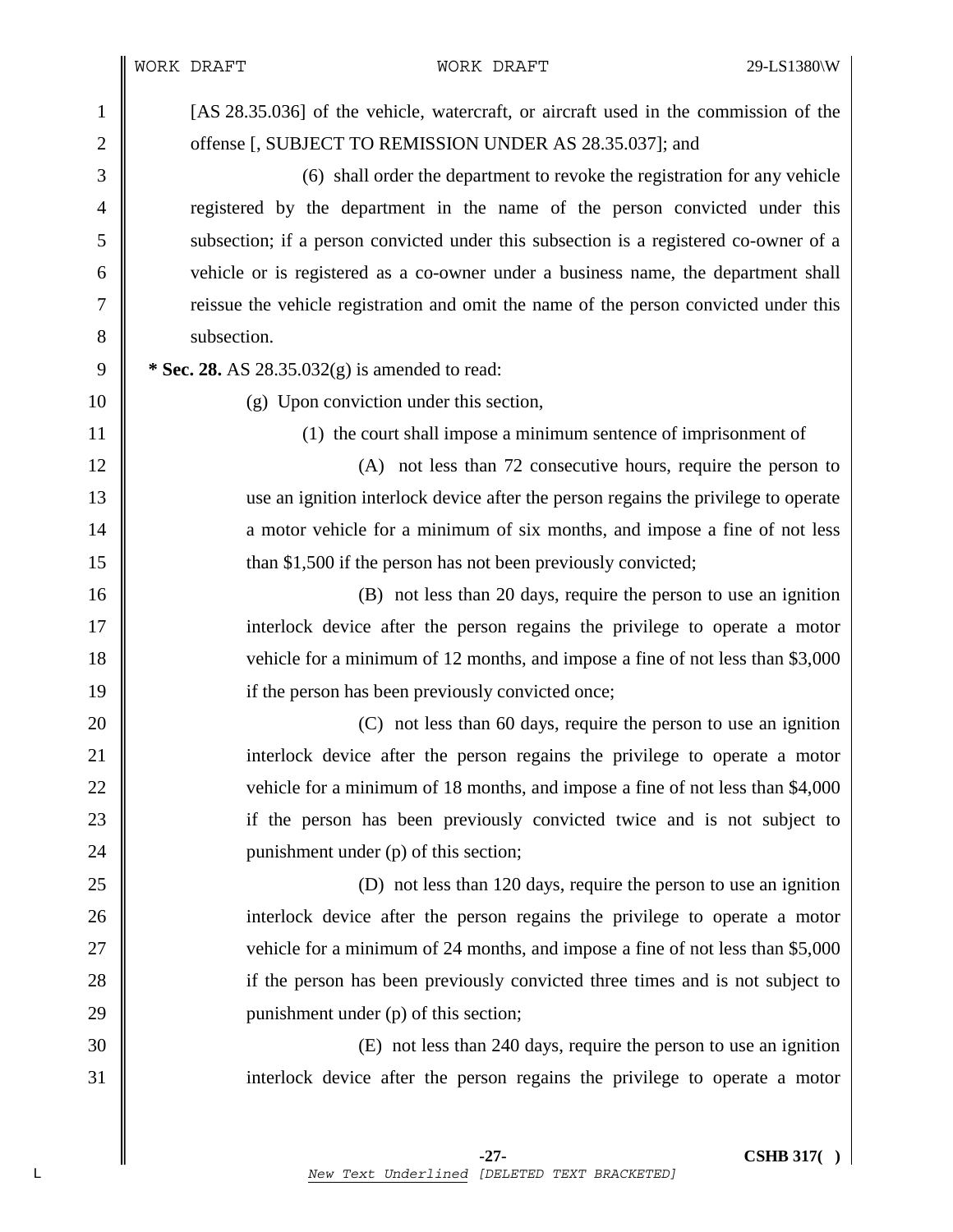[AS 28.35.036] of the vehicle, watercraft, or aircraft used in the commission of the offense [, SUBJECT TO REMISSION UNDER AS 28.35.037]; and

(6) shall order the department to revoke the registration for any vehicle registered by the department in the name of the person convicted under this subsection; if a person convicted under this subsection is a registered co-owner of a vehicle or is registered as a co-owner under a business name, the department shall reissue the vehicle registration and omit the name of the person convicted under this subsection.

**\* Sec. 28.** AS 28.35.032(g) is amended to read:

(g) Upon conviction under this section,

(1) the court shall impose a minimum sentence of imprisonment of

(A) not less than 72 consecutive hours, require the person to use an ignition interlock device after the person regains the privilege to operate a motor vehicle for a minimum of six months, and impose a fine of not less than $1,500 if the person has not been previously convicted;

(B) not less than 20 days, require the person to use an ignition interlock device after the person regains the privilege to operate a motor vehicle for a minimum of 12 months, and impose a fine of not less than $3,000 if the person has been previously convicted once;

(C) not less than 60 days, require the person to use an ignition interlock device after the person regains the privilege to operate a motor vehicle for a minimum of 18 months, and impose a fine of not less than $4,000 if the person has been previously convicted twice and is not subject to punishment under (p) of this section;

(D) not less than 120 days, require the person to use an ignition interlock device after the person regains the privilege to operate a motor vehicle for a minimum of 24 months, and impose a fine of not less than $5,000 if the person has been previously convicted three times and is not subject to punishment under (p) of this section;

(E) not less than 240 days, require the person to use an ignition interlock device after the person regains the privilege to operate a motor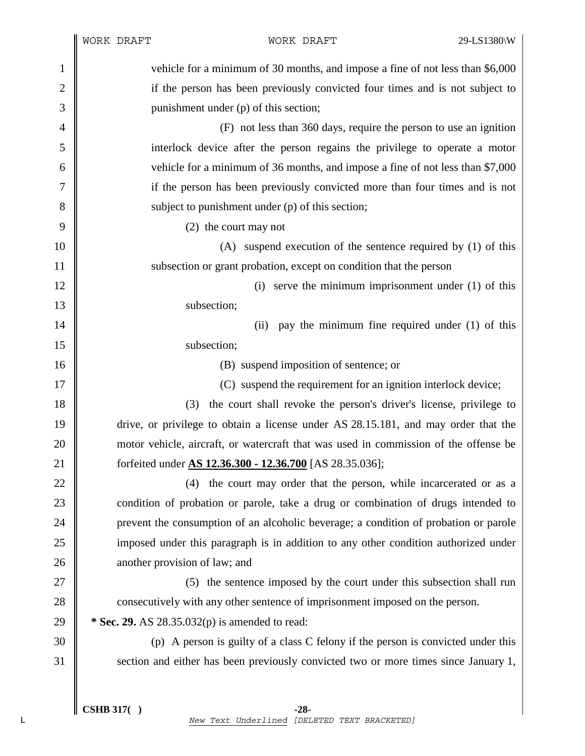vehicle for a minimum of 30 months, and impose a fine of not less than $6,000 if the person has been previously convicted four times and is not subject to punishment under (p) of this section;

(F) not less than 360 days, require the person to use an ignition interlock device after the person regains the privilege to operate a motor vehicle for a minimum of 36 months, and impose a fine of not less than $7,000 if the person has been previously convicted more than four times and is not subject to punishment under (p) of this section;

(2) the court may not

(A) suspend execution of the sentence required by (1) of this subsection or grant probation, except on condition that the person

(i) serve the minimum imprisonment under (1) of this subsection;

(ii) pay the minimum fine required under (1) of this subsection;

(B) suspend imposition of sentence; or

(C) suspend the requirement for an ignition interlock device;

(3) the court shall revoke the person's driver's license, privilege to drive, or privilege to obtain a license under AS 28.15.181, and may order that the motor vehicle, aircraft, or watercraft that was used in commission of the offense be forfeited under <u>**AS 12.36.300 - 12.36.700**</u> [AS 28.35.036];

(4) the court may order that the person, while incarcerated or as a condition of probation or parole, take a drug or combination of drugs intended to prevent the consumption of an alcoholic beverage; a condition of probation or parole imposed under this paragraph is in addition to any other condition authorized under another provision of law; and

(5) the sentence imposed by the court under this subsection shall run consecutively with any other sentence of imprisonment imposed on the person.

**\* Sec. 29.** AS 28.35.032(p) is amended to read:

(p) A person is guilty of a class C felony if the person is convicted under this section and either has been previously convicted two or more times since January 1,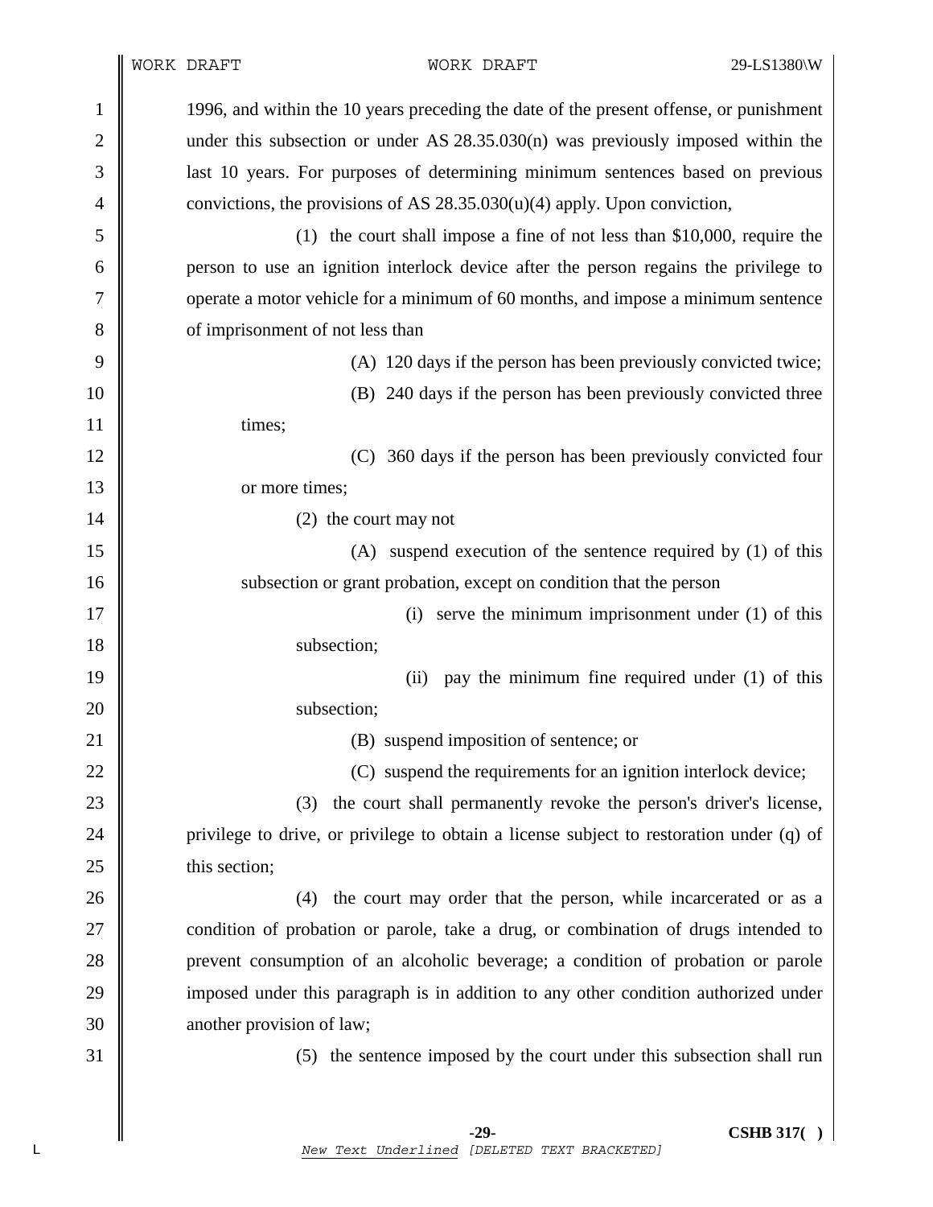1996, and within the 10 years preceding the date of the present offense, or punishment under this subsection or under AS 28.35.030(n) was previously imposed within the last 10 years. For purposes of determining minimum sentences based on previous convictions, the provisions of AS 28.35.030(u)(4) apply. Upon conviction,

(1) the court shall impose a fine of not less than $10,000, require the person to use an ignition interlock device after the person regains the privilege to operate a motor vehicle for a minimum of 60 months, and impose a minimum sentence of imprisonment of not less than

(A) 120 days if the person has been previously convicted twice;

(B) 240 days if the person has been previously convicted three times;

(C) 360 days if the person has been previously convicted four or more times;

(2) the court may not

(A) suspend execution of the sentence required by (1) of this subsection or grant probation, except on condition that the person

(i) serve the minimum imprisonment under (1) of this subsection;

(ii) pay the minimum fine required under (1) of this subsection;

(B) suspend imposition of sentence; or

(C) suspend the requirements for an ignition interlock device;

(3) the court shall permanently revoke the person's driver's license, privilege to drive, or privilege to obtain a license subject to restoration under (q) of this section;

(4) the court may order that the person, while incarcerated or as a condition of probation or parole, take a drug, or combination of drugs intended to prevent consumption of an alcoholic beverage; a condition of probation or parole imposed under this paragraph is in addition to any other condition authorized under another provision of law;

(5) the sentence imposed by the court under this subsection shall run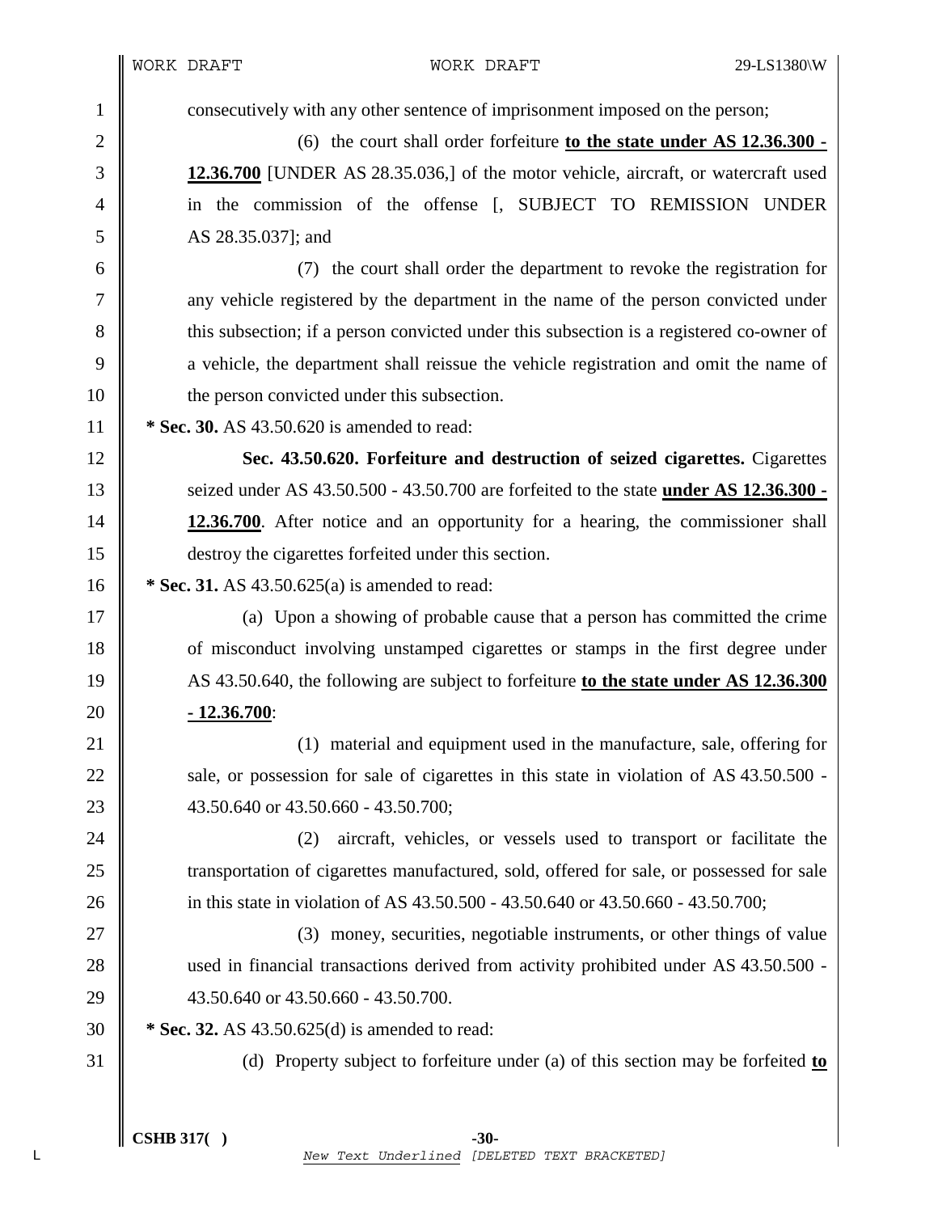consecutively with any other sentence of imprisonment imposed on the person;

(6) the court shall order forfeiture **to the state under AS 12.36.300 - 12.36.700** [UNDER AS 28.35.036,] of the motor vehicle, aircraft, or watercraft used in the commission of the offense [, SUBJECT TO REMISSION UNDER AS 28.35.037]; and

(7) the court shall order the department to revoke the registration for any vehicle registered by the department in the name of the person convicted under this subsection; if a person convicted under this subsection is a registered co-owner of a vehicle, the department shall reissue the vehicle registration and omit the name of the person convicted under this subsection.

**\* Sec. 30.** AS 43.50.620 is amended to read:

**Sec. 43.50.620. Forfeiture and destruction of seized cigarettes.** Cigarettes seized under AS 43.50.500 - 43.50.700 are forfeited to the state **under AS 12.36.300 - 12.36.700**. After notice and an opportunity for a hearing, the commissioner shall destroy the cigarettes forfeited under this section.

**\* Sec. 31.** AS 43.50.625(a) is amended to read:

(a) Upon a showing of probable cause that a person has committed the crime of misconduct involving unstamped cigarettes or stamps in the first degree under AS 43.50.640, the following are subject to forfeiture **to the state under AS 12.36.300 - 12.36.700**:

(1) material and equipment used in the manufacture, sale, offering for sale, or possession for sale of cigarettes in this state in violation of AS 43.50.500 - 43.50.640 or 43.50.660 - 43.50.700;

(2) aircraft, vehicles, or vessels used to transport or facilitate the transportation of cigarettes manufactured, sold, offered for sale, or possessed for sale in this state in violation of AS 43.50.500 - 43.50.640 or 43.50.660 - 43.50.700;

(3) money, securities, negotiable instruments, or other things of value used in financial transactions derived from activity prohibited under AS 43.50.500 - 43.50.640 or 43.50.660 - 43.50.700.

**\* Sec. 32.** AS 43.50.625(d) is amended to read:

(d) Property subject to forfeiture under (a) of this section may be forfeited **to**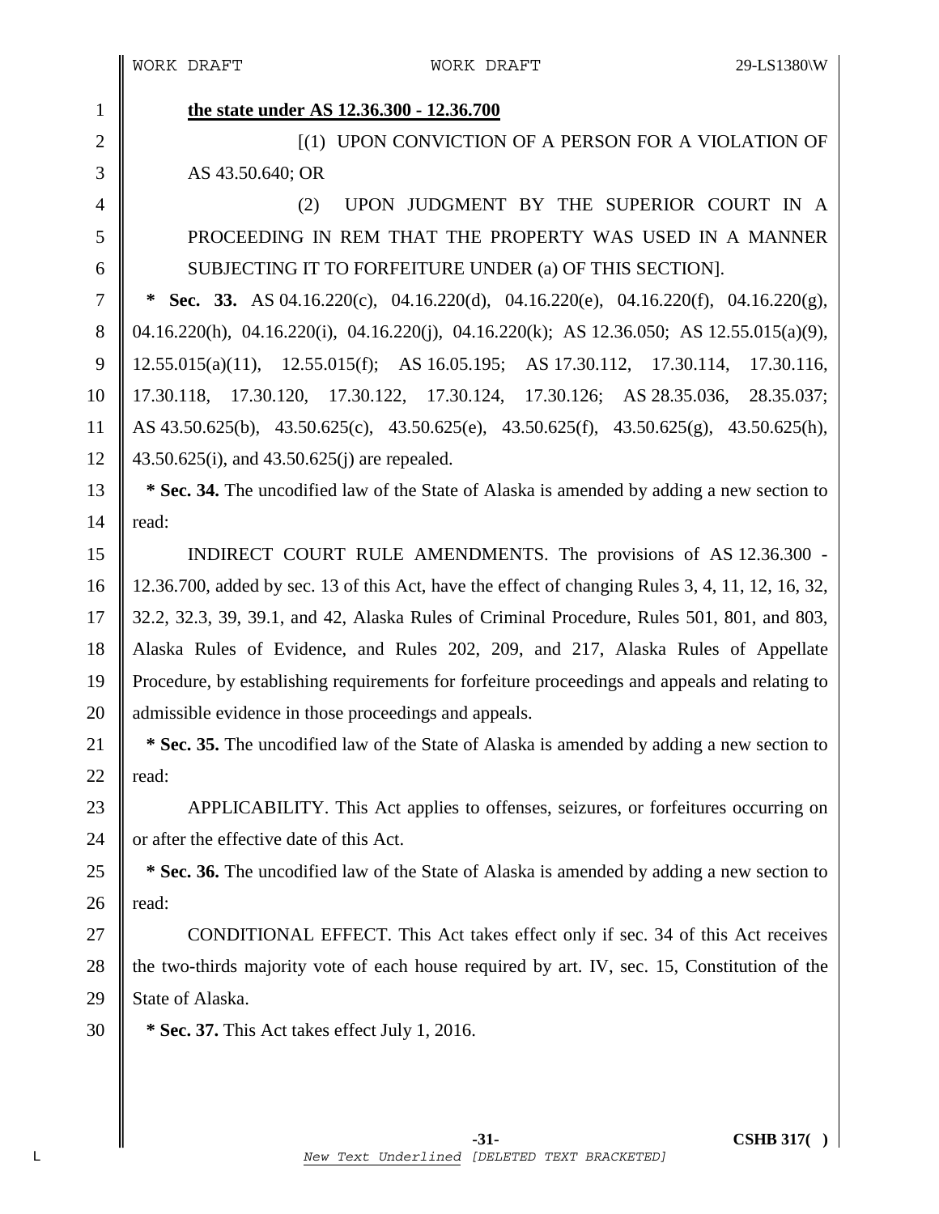**the state under AS 12.36.300 - 12.36.700**

[(1) UPON CONVICTION OF A PERSON FOR A VIOLATION OF AS 43.50.640; OR

(2) UPON JUDGMENT BY THE SUPERIOR COURT IN A PROCEEDING IN REM THAT THE PROPERTY WAS USED IN A MANNER SUBJECTING IT TO FORFEITURE UNDER (a) OF THIS SECTION].

**\* Sec. 33.** AS 04.16.220(c), 04.16.220(d), 04.16.220(e), 04.16.220(f), 04.16.220(g), 04.16.220(h), 04.16.220(i), 04.16.220(j), 04.16.220(k); AS 12.36.050; AS 12.55.015(a)(9), 12.55.015(a)(11), 12.55.015(f); AS 16.05.195; AS 17.30.112, 17.30.114, 17.30.116, 17.30.118, 17.30.120, 17.30.122, 17.30.124, 17.30.126; AS 28.35.036, 28.35.037; AS 43.50.625(b), 43.50.625(c), 43.50.625(e), 43.50.625(f), 43.50.625(g), 43.50.625(h), 43.50.625(i), and 43.50.625(j) are repealed.

**\* Sec. 34.** The uncodified law of the State of Alaska is amended by adding a new section to read:

INDIRECT COURT RULE AMENDMENTS. The provisions of AS 12.36.300 - 12.36.700, added by sec. 13 of this Act, have the effect of changing Rules 3, 4, 11, 12, 16, 32, 32.2, 32.3, 39, 39.1, and 42, Alaska Rules of Criminal Procedure, Rules 501, 801, and 803, Alaska Rules of Evidence, and Rules 202, 209, and 217, Alaska Rules of Appellate Procedure, by establishing requirements for forfeiture proceedings and appeals and relating to admissible evidence in those proceedings and appeals.

**\* Sec. 35.** The uncodified law of the State of Alaska is amended by adding a new section to read:

APPLICABILITY. This Act applies to offenses, seizures, or forfeitures occurring on or after the effective date of this Act.

**\* Sec. 36.** The uncodified law of the State of Alaska is amended by adding a new section to read:

CONDITIONAL EFFECT. This Act takes effect only if sec. 34 of this Act receives the two-thirds majority vote of each house required by art. IV, sec. 15, Constitution of the State of Alaska.

**\* Sec. 37.** This Act takes effect July 1, 2016.